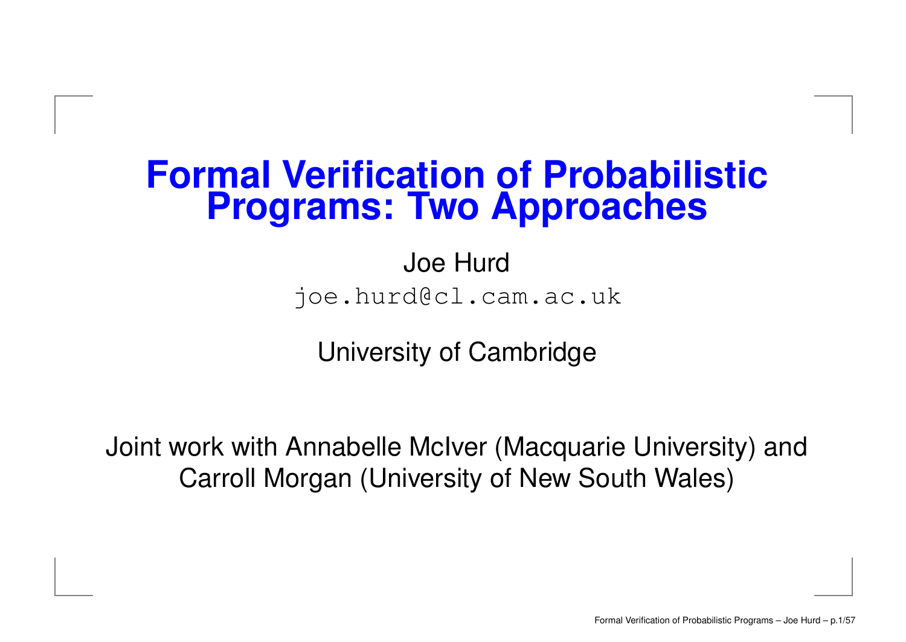# Formal Verification of Probabilistic Programs: Two Approaches

Joe Hurd

joe.hurd@cl.cam.ac.uk

University of Cambridge

Joint work with Annabelle McIver (Macquarie University) and Carroll Morgan (University of New South Wales)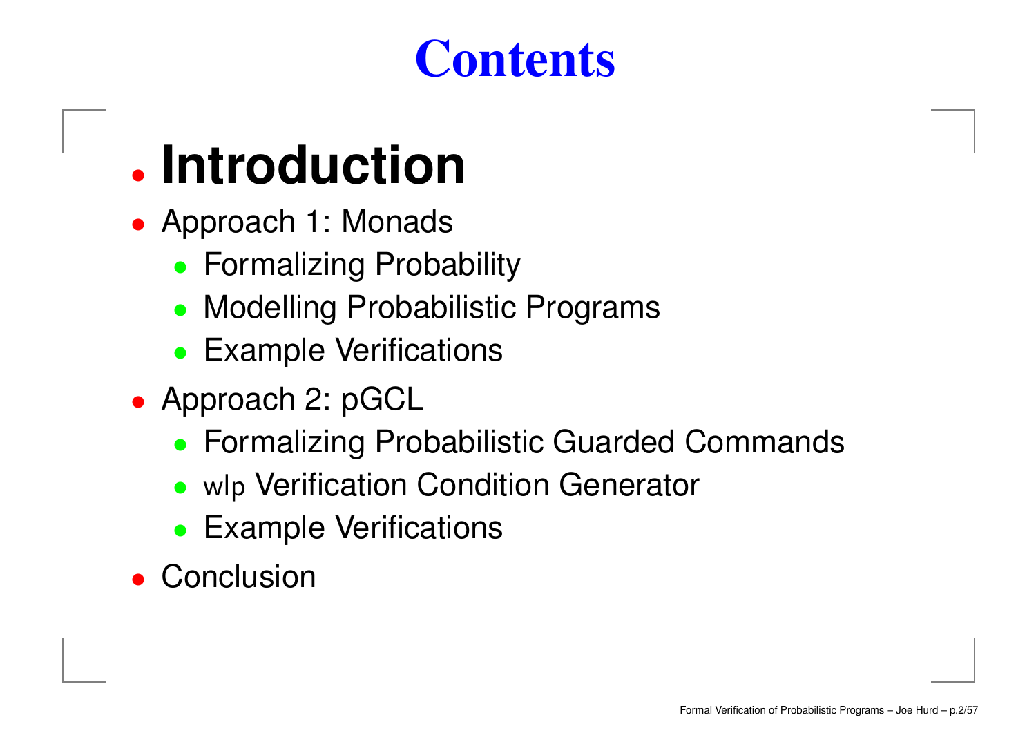# Contents

- **Introduction**
- Approach 1: Monads
  - Formalizing Probability
  - Modelling Probabilistic Programs
  - Example Verifications
- Approach 2: pGCL
  - Formalizing Probabilistic Guarded Commands
  - wlp Verification Condition Generator
  - Example Verifications
- Conclusion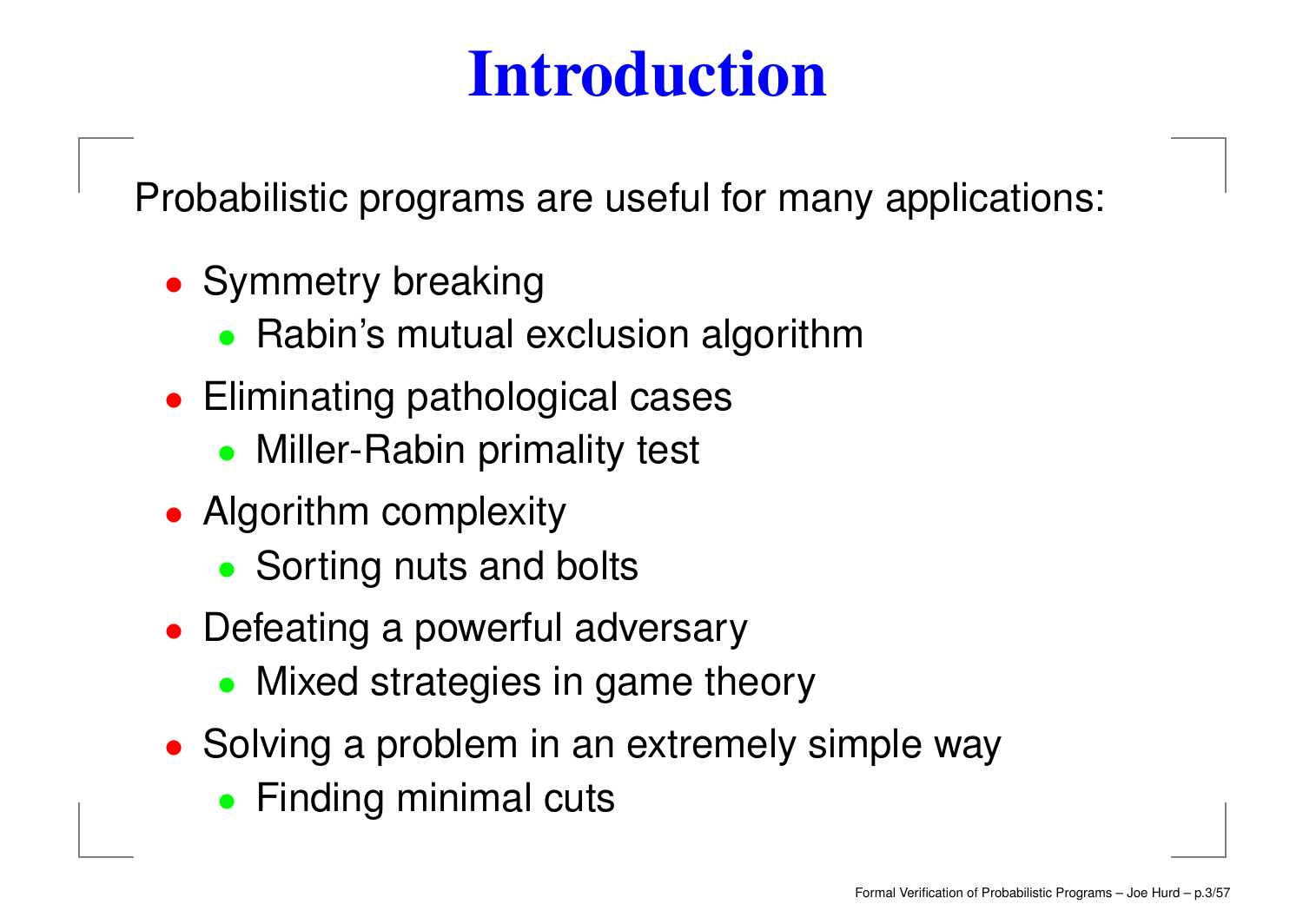# Introduction

Probabilistic programs are useful for many applications:

- Symmetry breaking
  - Rabin's mutual exclusion algorithm
- Eliminating pathological cases
  - Miller-Rabin primality test
- Algorithm complexity
  - Sorting nuts and bolts
- Defeating a powerful adversary
  - Mixed strategies in game theory
- Solving a problem in an extremely simple way
  - Finding minimal cuts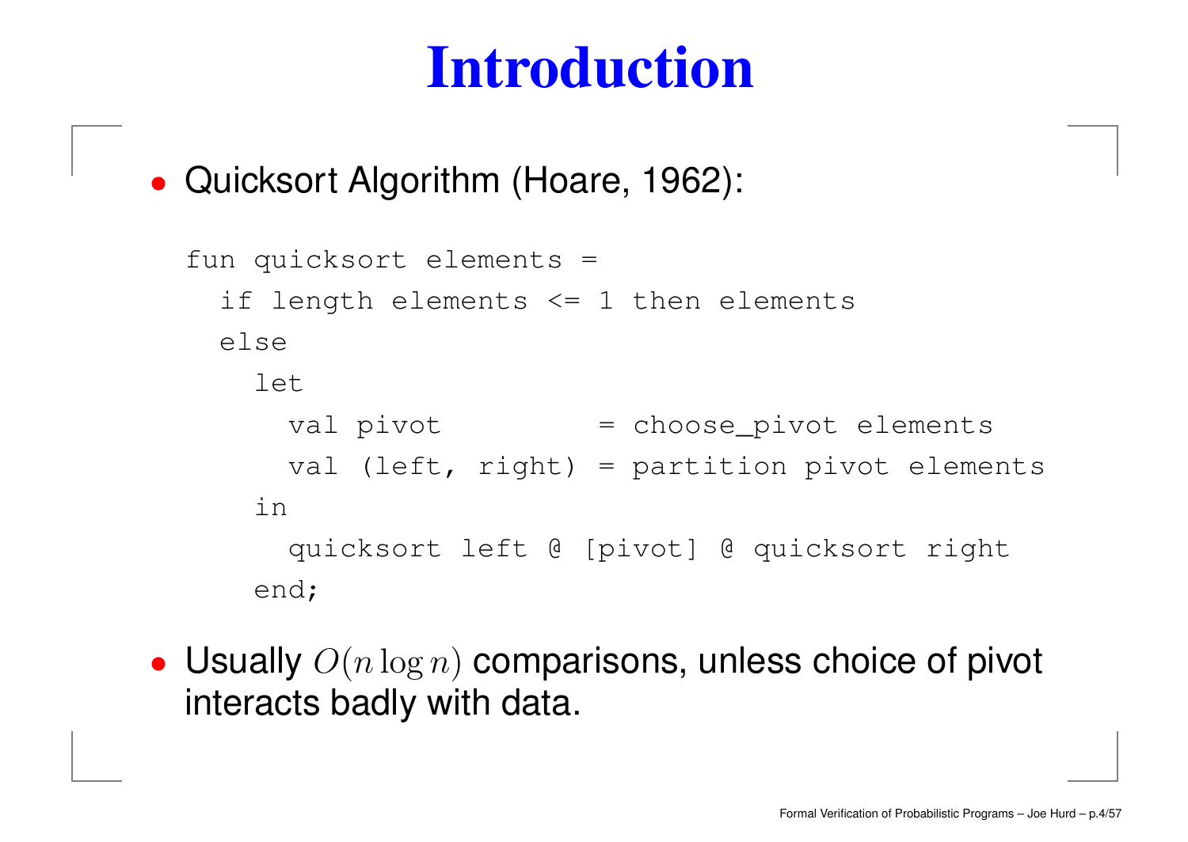# Introduction

- Quicksort Algorithm (Hoare, 1962):

```
fun quicksort elements =
  if length elements <= 1 then elements
  else
    let
      val pivot          = choose_pivot elements
      val (left, right) = partition pivot elements
    in
      quicksort left @ [pivot] @ quicksort right
    end;
```

- Usually $O(n \log n)$ comparisons, unless choice of pivot interacts badly with data.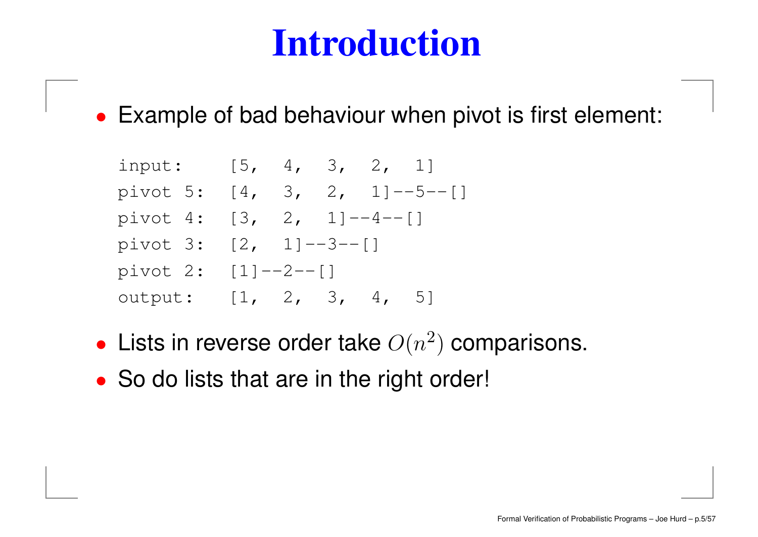# Introduction

- Example of bad behaviour when pivot is first element:

```
input:     [5,  4,  3,  2,  1]
pivot 5:   [4,  3,  2,  1]--5--[]
pivot 4:   [3,  2,  1]--4--[]
pivot 3:   [2,  1]--3--[]
pivot 2:   [1]--2--[]
output:    [1,  2,  3,  4,  5]
```

- Lists in reverse order take $O(n^2)$ comparisons.
- So do lists that are in the right order!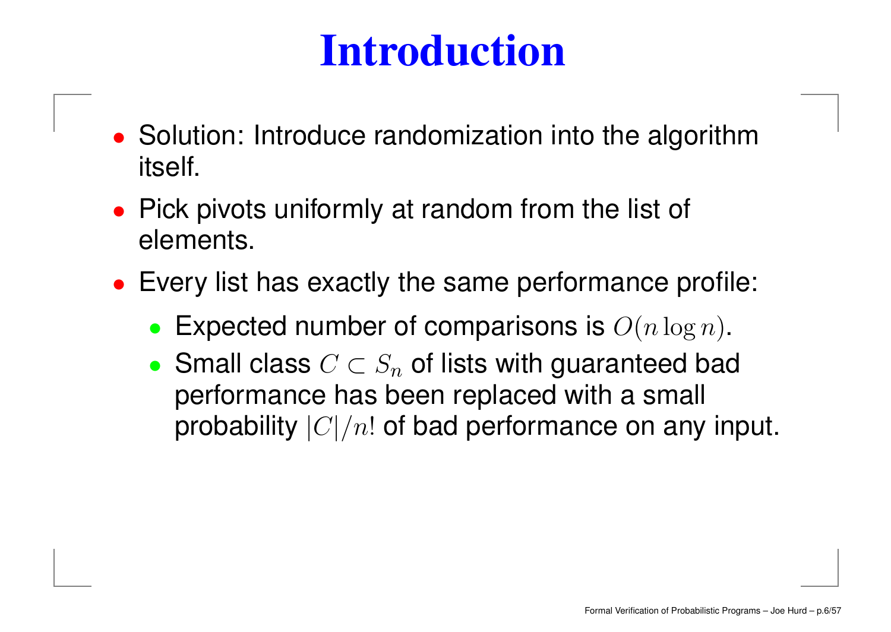# Introduction

- Solution: Introduce randomization into the algorithm itself.
- Pick pivots uniformly at random from the list of elements.
- Every list has exactly the same performance profile:
  - Expected number of comparisons is $O(n \log n)$.
  - Small class $C \subset S_n$ of lists with guaranteed bad performance has been replaced with a small probability $|C|/n!$ of bad performance on any input.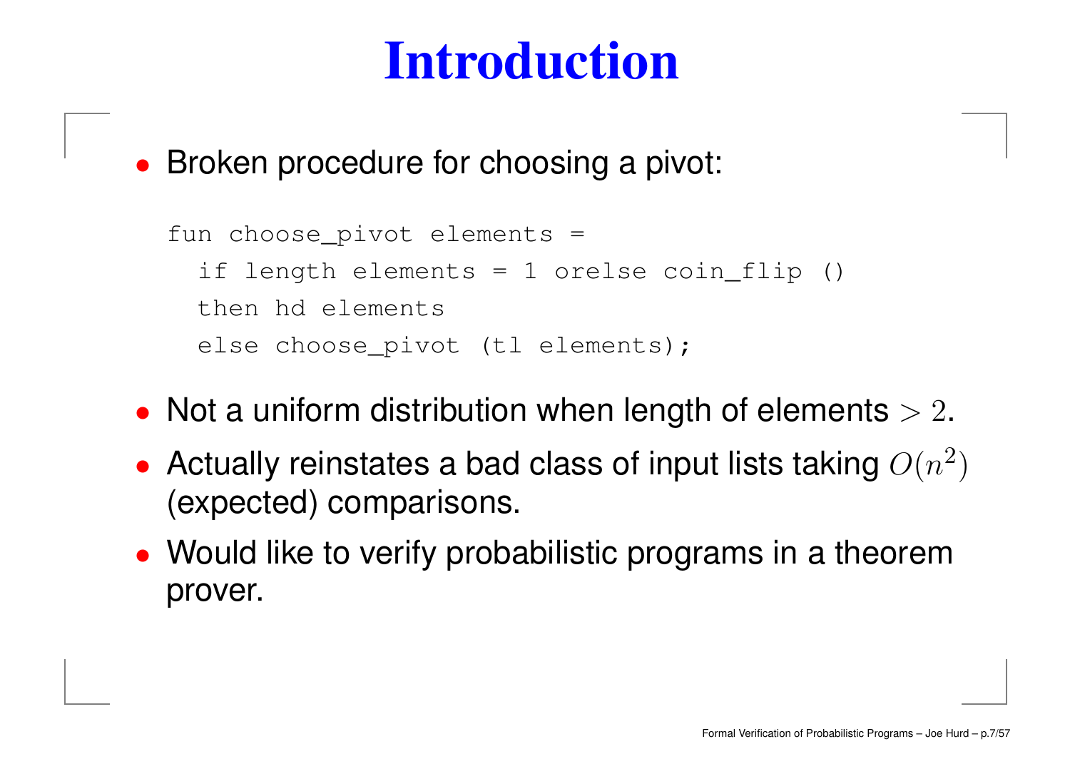# Introduction

- Broken procedure for choosing a pivot:

```
fun choose_pivot elements =
  if length elements = 1 orelse coin_flip ()
  then hd elements
  else choose_pivot (tl elements);
```

- Not a uniform distribution when length of elements $> 2$.
- Actually reinstates a bad class of input lists taking $O(n^2)$ (expected) comparisons.
- Would like to verify probabilistic programs in a theorem prover.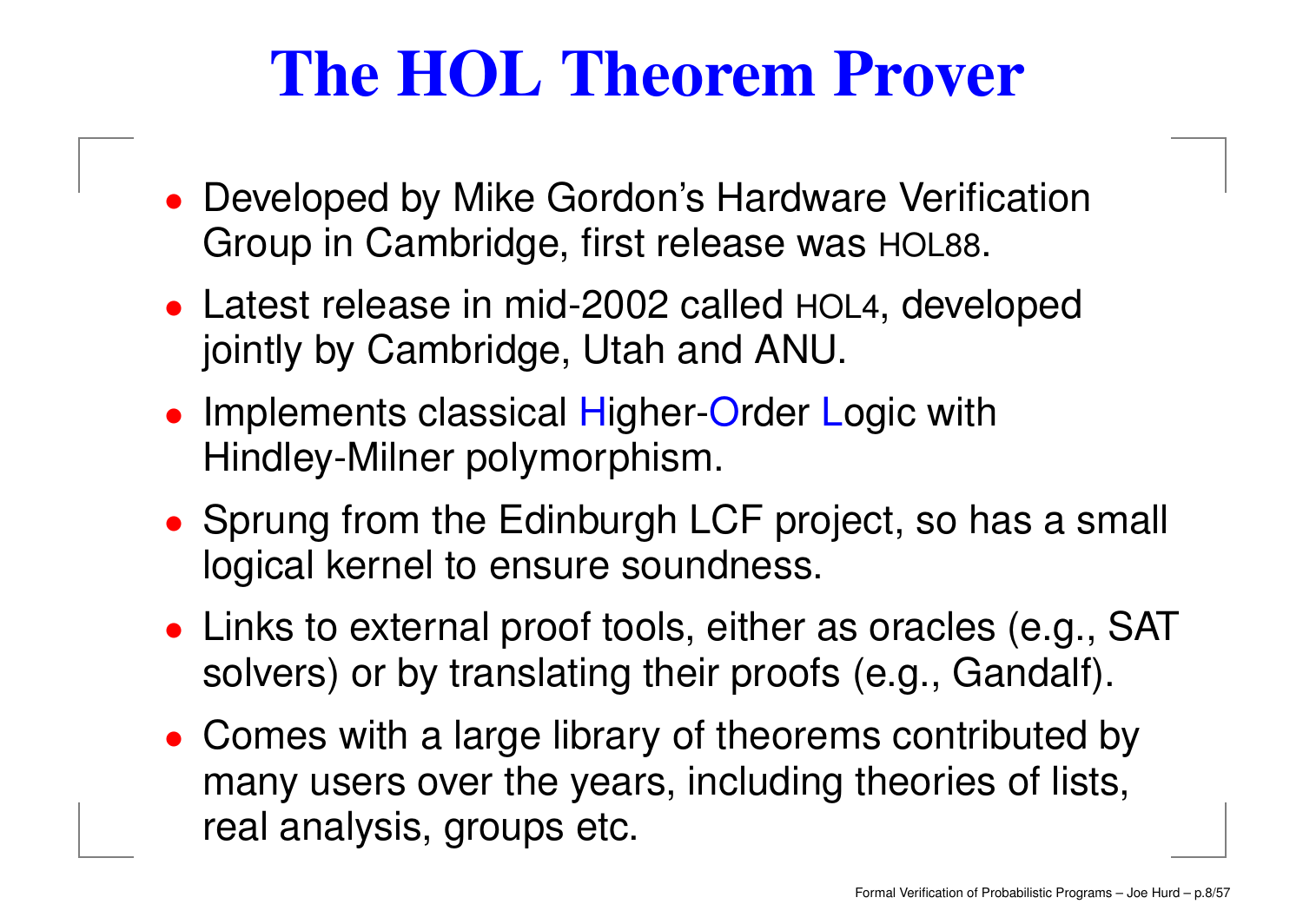# The HOL Theorem Prover

- Developed by Mike Gordon's Hardware Verification Group in Cambridge, first release was HOL88.
- Latest release in mid-2002 called HOL4, developed jointly by Cambridge, Utah and ANU.
- Implements classical Higher-Order Logic with Hindley-Milner polymorphism.
- Sprung from the Edinburgh LCF project, so has a small logical kernel to ensure soundness.
- Links to external proof tools, either as oracles (e.g., SAT solvers) or by translating their proofs (e.g., Gandalf).
- Comes with a large library of theorems contributed by many users over the years, including theories of lists, real analysis, groups etc.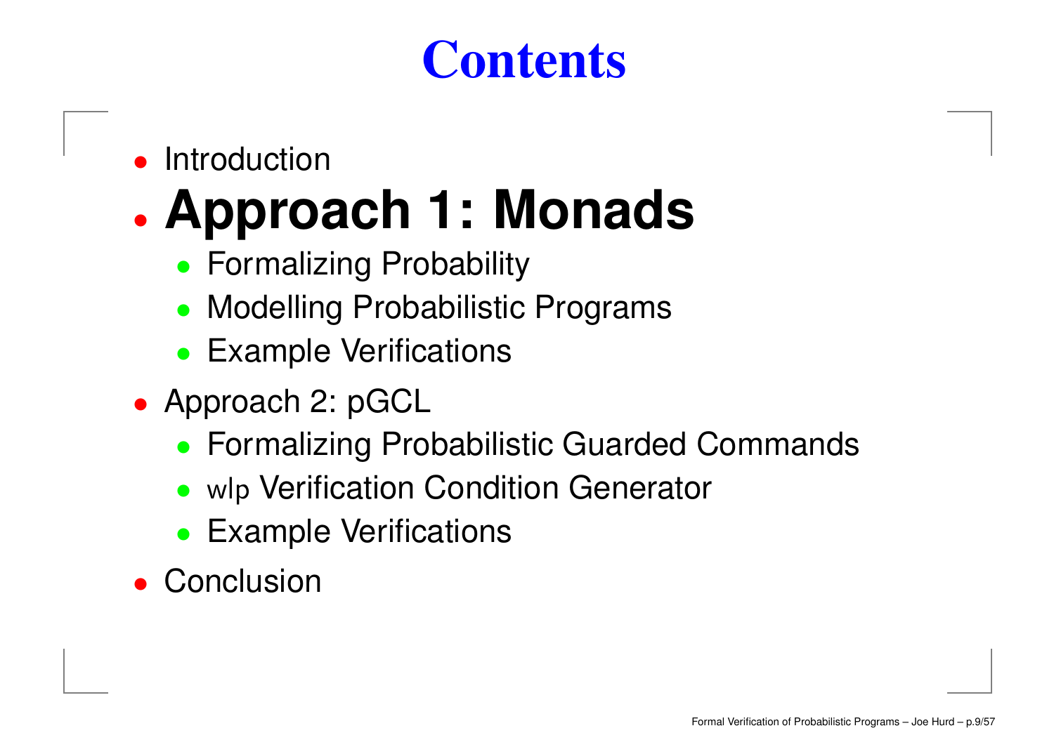# Contents

- Introduction
- **Approach 1: Monads**
  - Formalizing Probability
  - Modelling Probabilistic Programs
  - Example Verifications
- Approach 2: pGCL
  - Formalizing Probabilistic Guarded Commands
  - wlp Verification Condition Generator
  - Example Verifications
- Conclusion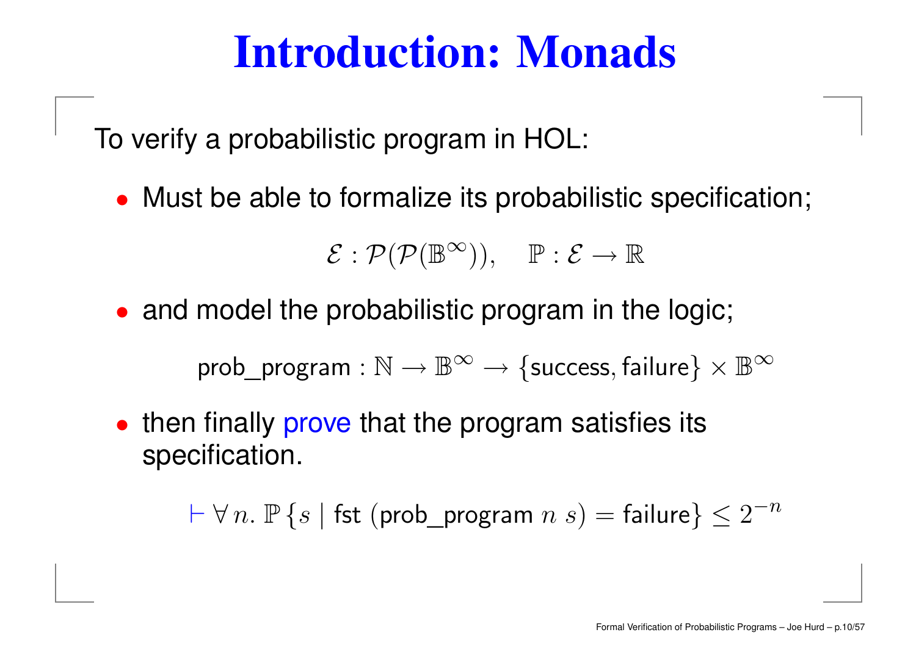# Introduction: Monads

To verify a probabilistic program in HOL:

- Must be able to formalize its probabilistic specification;

$$\mathcal{E} : \mathcal{P}(\mathcal{P}(\mathbb{B}^\infty)), \quad \mathbb{P} : \mathcal{E} \to \mathbb{R}$$

- and model the probabilistic program in the logic;

$$\mathsf{prob\_program} : \mathbb{N} \to \mathbb{B}^\infty \to \{\mathsf{success}, \mathsf{failure}\} \times \mathbb{B}^\infty$$

- then finally prove that the program satisfies its specification.

$$\vdash \forall\, n.\ \mathbb{P}\,\{s \mid \mathsf{fst}\ (\mathsf{prob\_program}\ n\ s) = \mathsf{failure}\} \leq 2^{-n}$$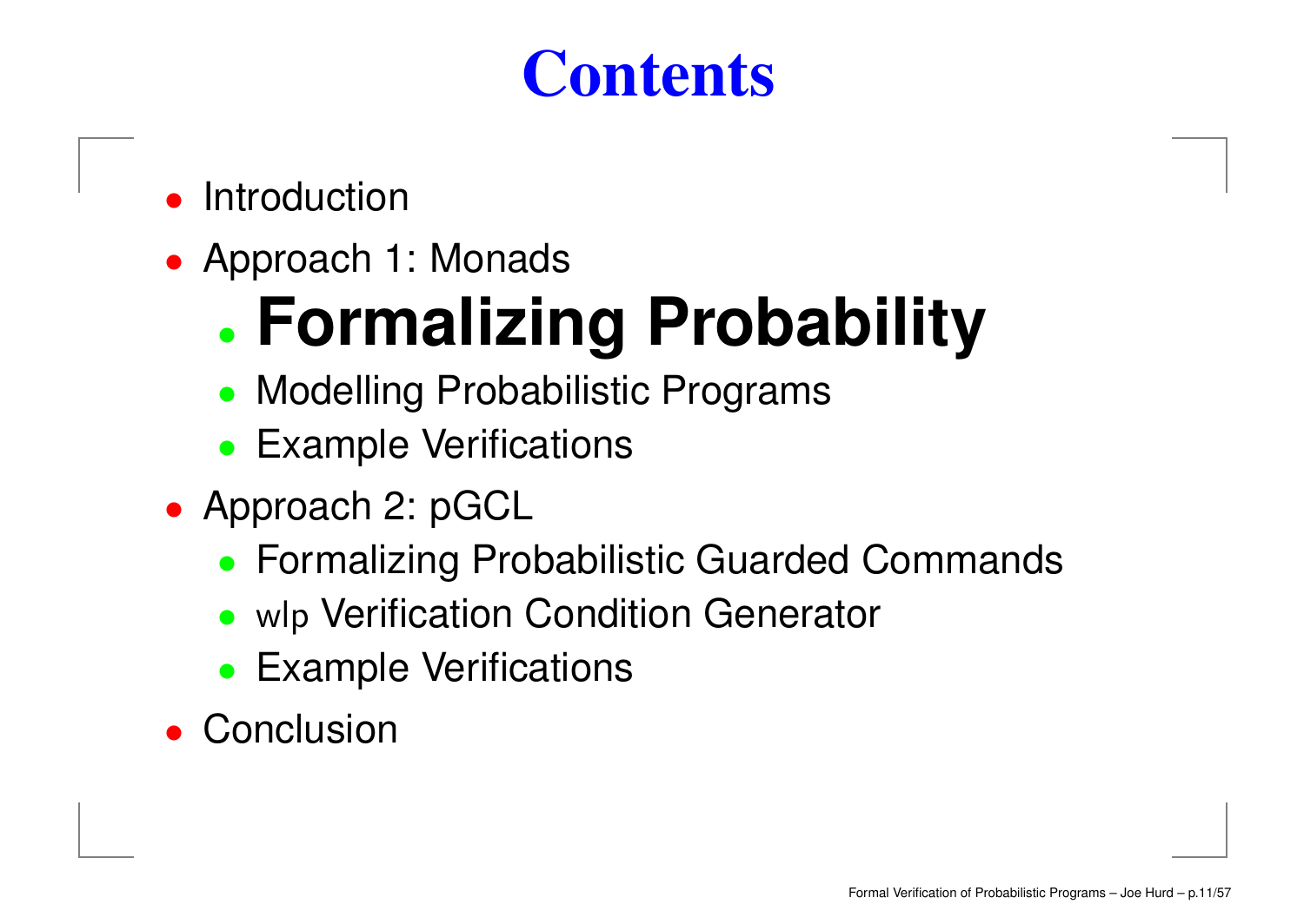# Contents

- Introduction
- Approach 1: Monads
  - **Formalizing Probability**
  - Modelling Probabilistic Programs
  - Example Verifications
- Approach 2: pGCL
  - Formalizing Probabilistic Guarded Commands
  - wlp Verification Condition Generator
  - Example Verifications
- Conclusion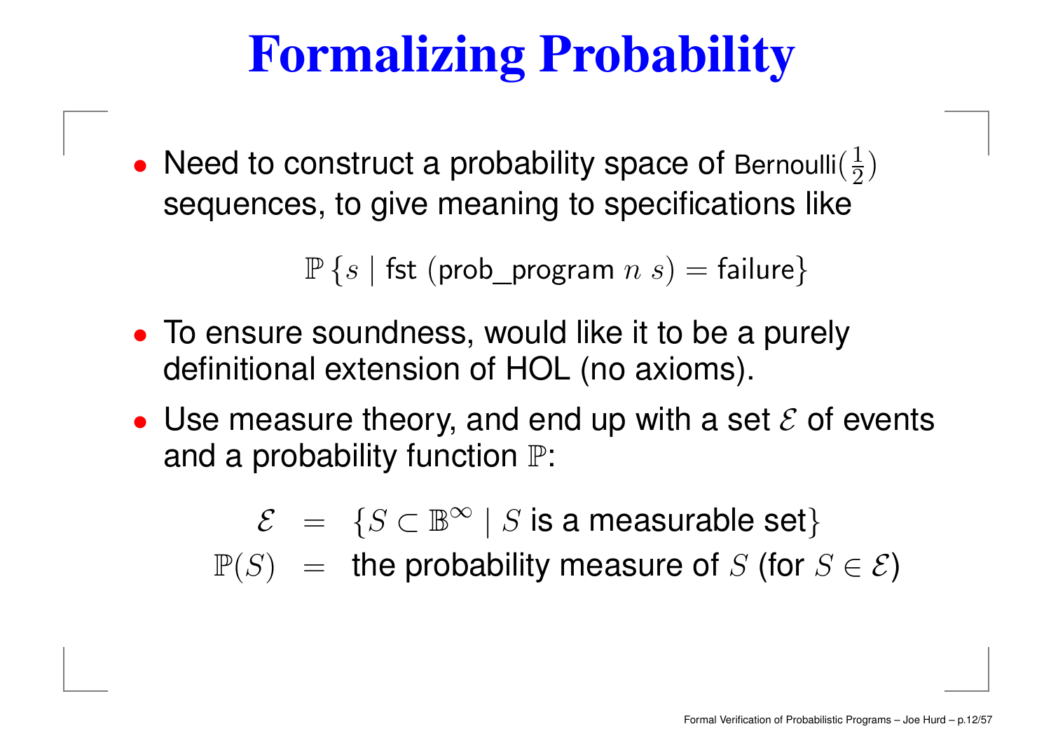# Formalizing Probability

- Need to construct a probability space of Bernoulli($\frac{1}{2}$) sequences, to give meaning to specifications like

$$\mathbb{P}\,\{s \mid \mathsf{fst}\ (\mathsf{prob\_program}\ n\ s) = \mathsf{failure}\}$$

- To ensure soundness, would like it to be a purely definitional extension of HOL (no axioms).
- Use measure theory, and end up with a set $\mathcal{E}$ of events and a probability function $\mathbb{P}$:

$$\begin{aligned} \mathcal{E} &= \{S \subset \mathbb{B}^{\infty} \mid S \text{ is a measurable set}\} \\ \mathbb{P}(S) &= \text{the probability measure of } S \text{ (for } S \in \mathcal{E}) \end{aligned}$$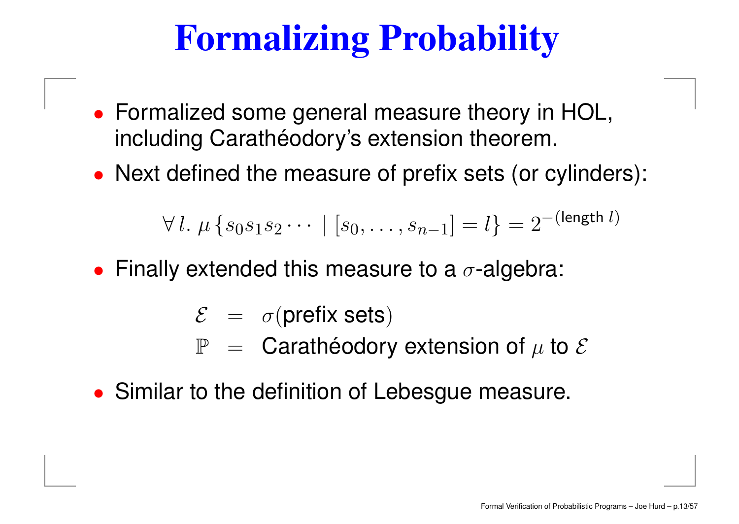# Formalizing Probability

- Formalized some general measure theory in HOL, including Carathéodory's extension theorem.
- Next defined the measure of prefix sets (or cylinders):

$$\forall\, l.\ \mu \{s_0 s_1 s_2 \cdots \mid [s_0, \ldots, s_{n-1}] = l\} = 2^{-(\mathsf{length}\ l)}$$

- Finally extended this measure to a $\sigma$-algebra:

$$\begin{aligned} \mathcal{E} &= \sigma(\text{prefix sets}) \\ \mathbb{P} &= \text{Carathéodory extension of } \mu \text{ to } \mathcal{E} \end{aligned}$$

- Similar to the definition of Lebesgue measure.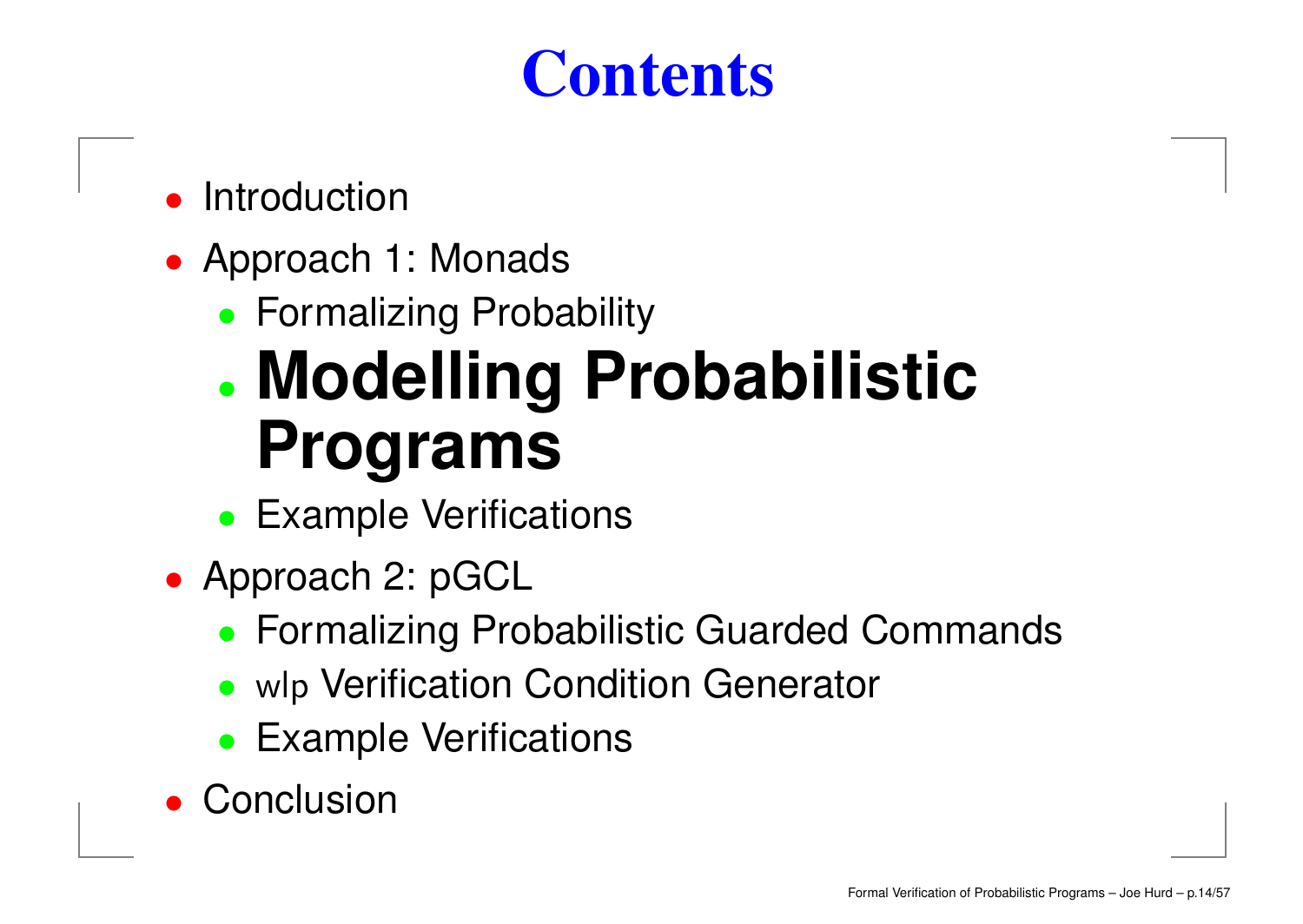# Contents

- Introduction
- Approach 1: Monads
  - Formalizing Probability
  - **Modelling Probabilistic Programs**
  - Example Verifications
- Approach 2: pGCL
  - Formalizing Probabilistic Guarded Commands
  - wlp Verification Condition Generator
  - Example Verifications
- Conclusion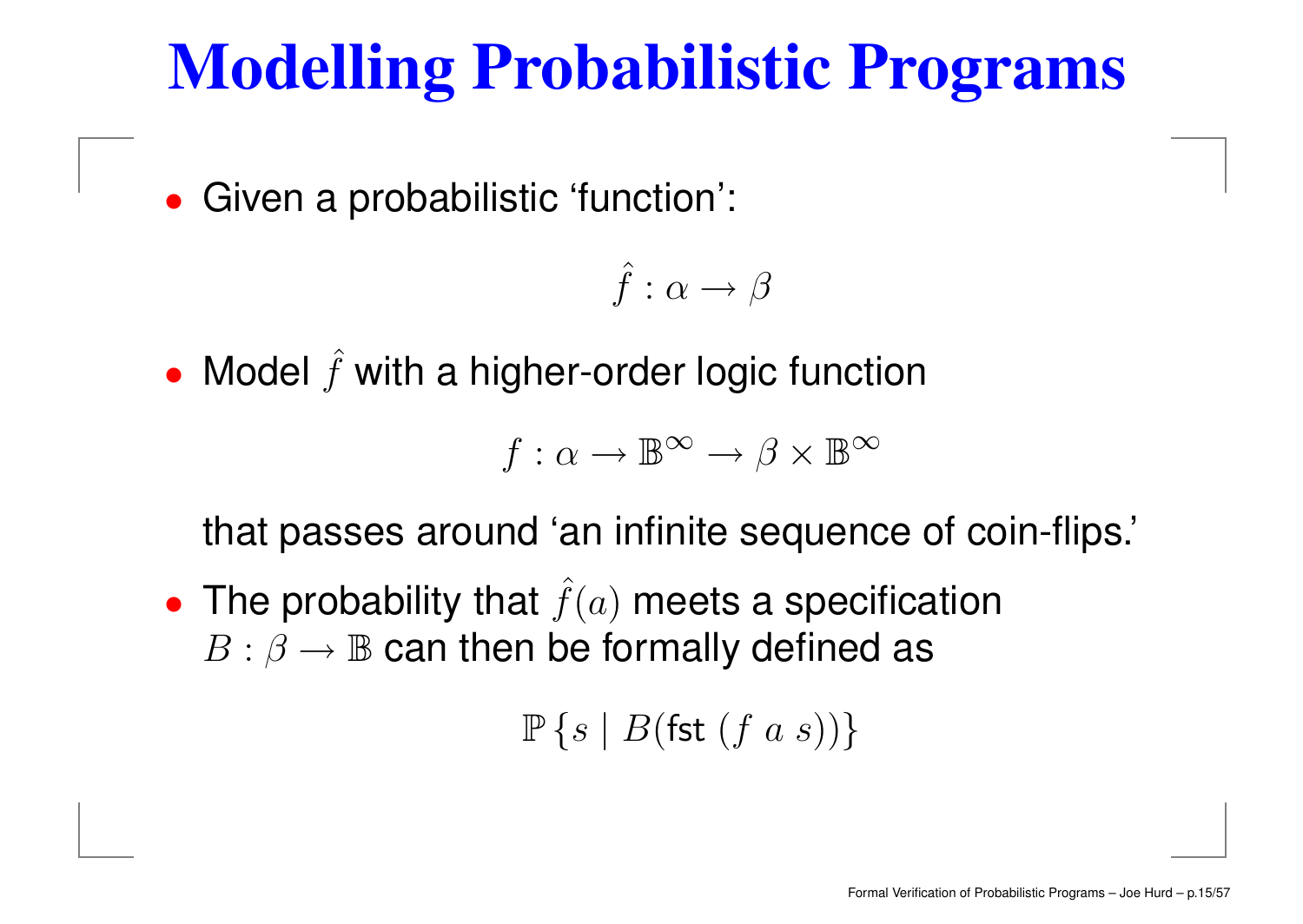# Modelling Probabilistic Programs

- Given a probabilistic 'function':

$$\hat{f} : \alpha \to \beta$$

- Model $\hat{f}$ with a higher-order logic function

$$f : \alpha \to \mathbb{B}^\infty \to \beta \times \mathbb{B}^\infty$$

  that passes around 'an infinite sequence of coin-flips.'

- The probability that $\hat{f}(a)$ meets a specification $B : \beta \to \mathbb{B}$ can then be formally defined as

$$\mathbb{P}\left\{s \mid B(\mathsf{fst}\ (f\ a\ s))\right\}$$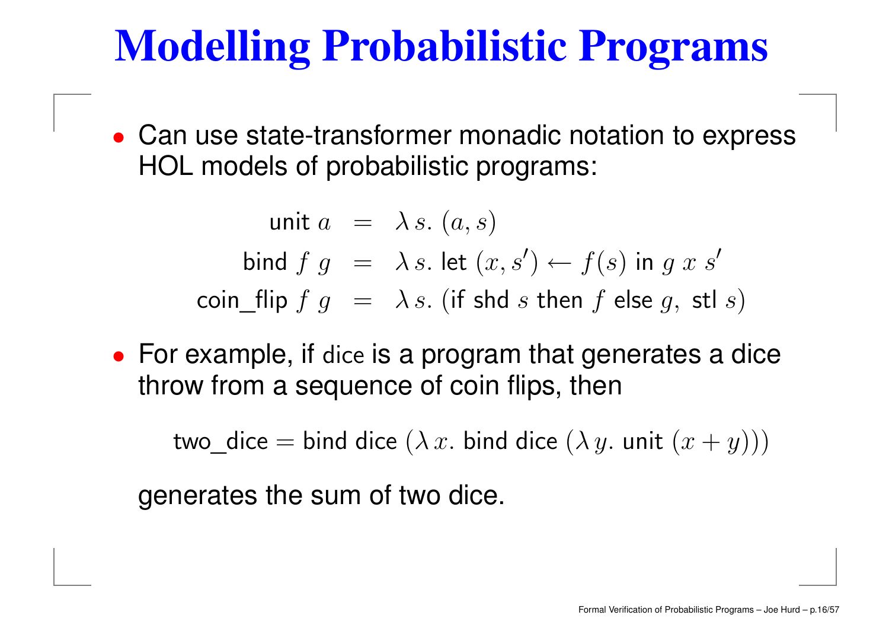# Modelling Probabilistic Programs

- Can use state-transformer monadic notation to express HOL models of probabilistic programs:

$$
\begin{aligned}
\mathsf{unit}\ a &= \lambda\, s.\ (a, s) \\
\mathsf{bind}\ f\ g &= \lambda\, s.\ \mathsf{let}\ (x, s') \leftarrow f(s)\ \mathsf{in}\ g\ x\ s' \\
\mathsf{coin\_flip}\ f\ g &= \lambda\, s.\ (\mathsf{if\ shd}\ s\ \mathsf{then}\ f\ \mathsf{else}\ g,\ \mathsf{stl}\ s)
\end{aligned}
$$

- For example, if dice is a program that generates a dice throw from a sequence of coin flips, then

  $$\mathsf{two\_dice} = \mathsf{bind\ dice}\ (\lambda\, x.\ \mathsf{bind\ dice}\ (\lambda\, y.\ \mathsf{unit}\ (x + y)))$$

  generates the sum of two dice.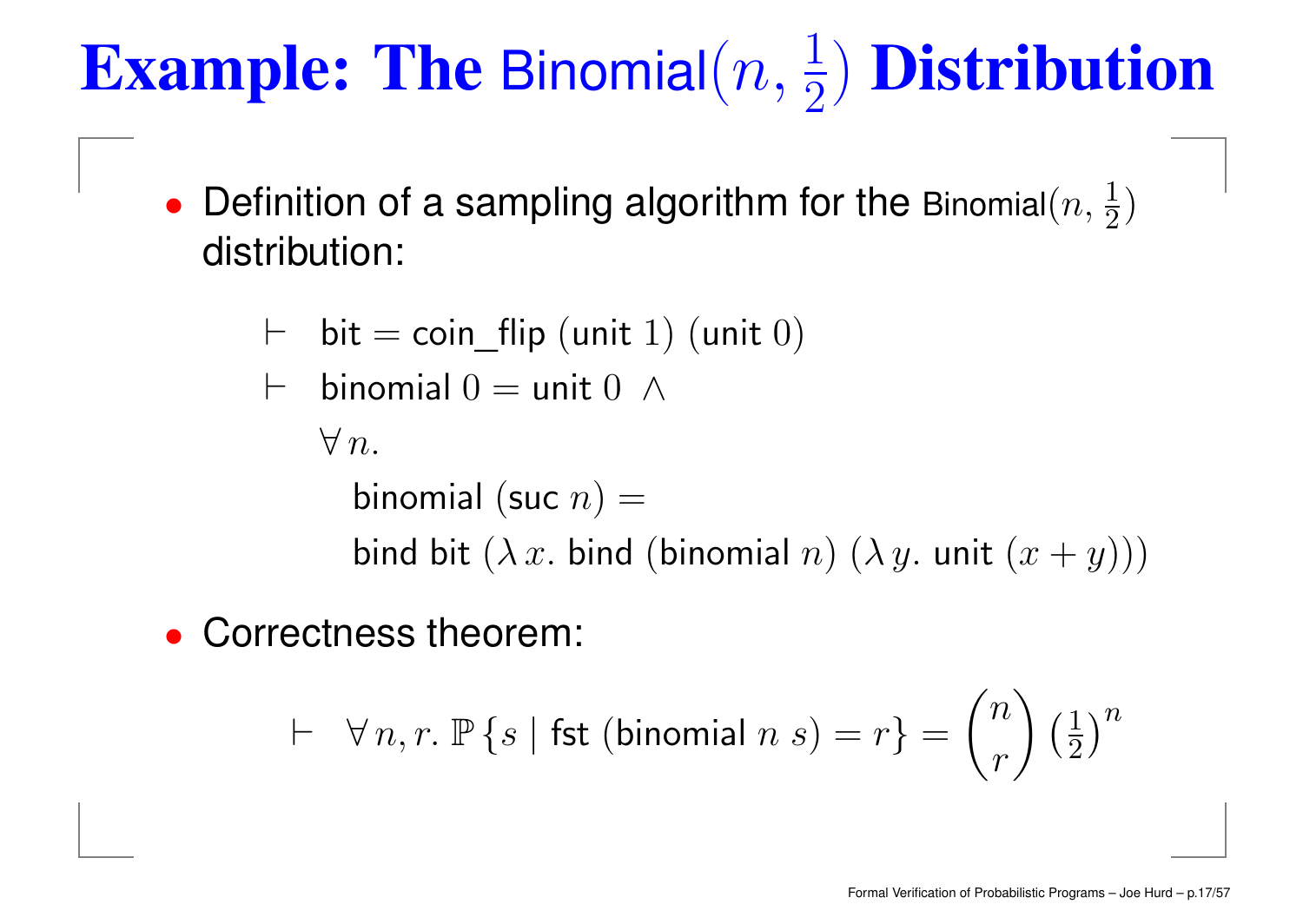# Example: The $\mathsf{Binomial}(n, \frac{1}{2})$ Distribution

- Definition of a sampling algorithm for the $\mathsf{Binomial}(n, \frac{1}{2})$ distribution:

$$\vdash \quad \mathsf{bit} = \mathsf{coin\_flip}\ (\mathsf{unit}\ 1)\ (\mathsf{unit}\ 0)$$

$$\begin{aligned}
\vdash \quad & \mathsf{binomial}\ 0 = \mathsf{unit}\ 0\ \ \wedge \\
& \forall\, n. \\
& \quad \mathsf{binomial}\ (\mathsf{suc}\ n) = \\
& \quad \mathsf{bind}\ \mathsf{bit}\ (\lambda\, x.\ \mathsf{bind}\ (\mathsf{binomial}\ n)\ (\lambda\, y.\ \mathsf{unit}\ (x + y)))
\end{aligned}$$

- Correctness theorem:

$$\vdash \quad \forall\, n, r.\ \mathbb{P}\,\{s \mid \mathsf{fst}\ (\mathsf{binomial}\ n\ s) = r\} = \binom{n}{r} \left(\tfrac{1}{2}\right)^n$$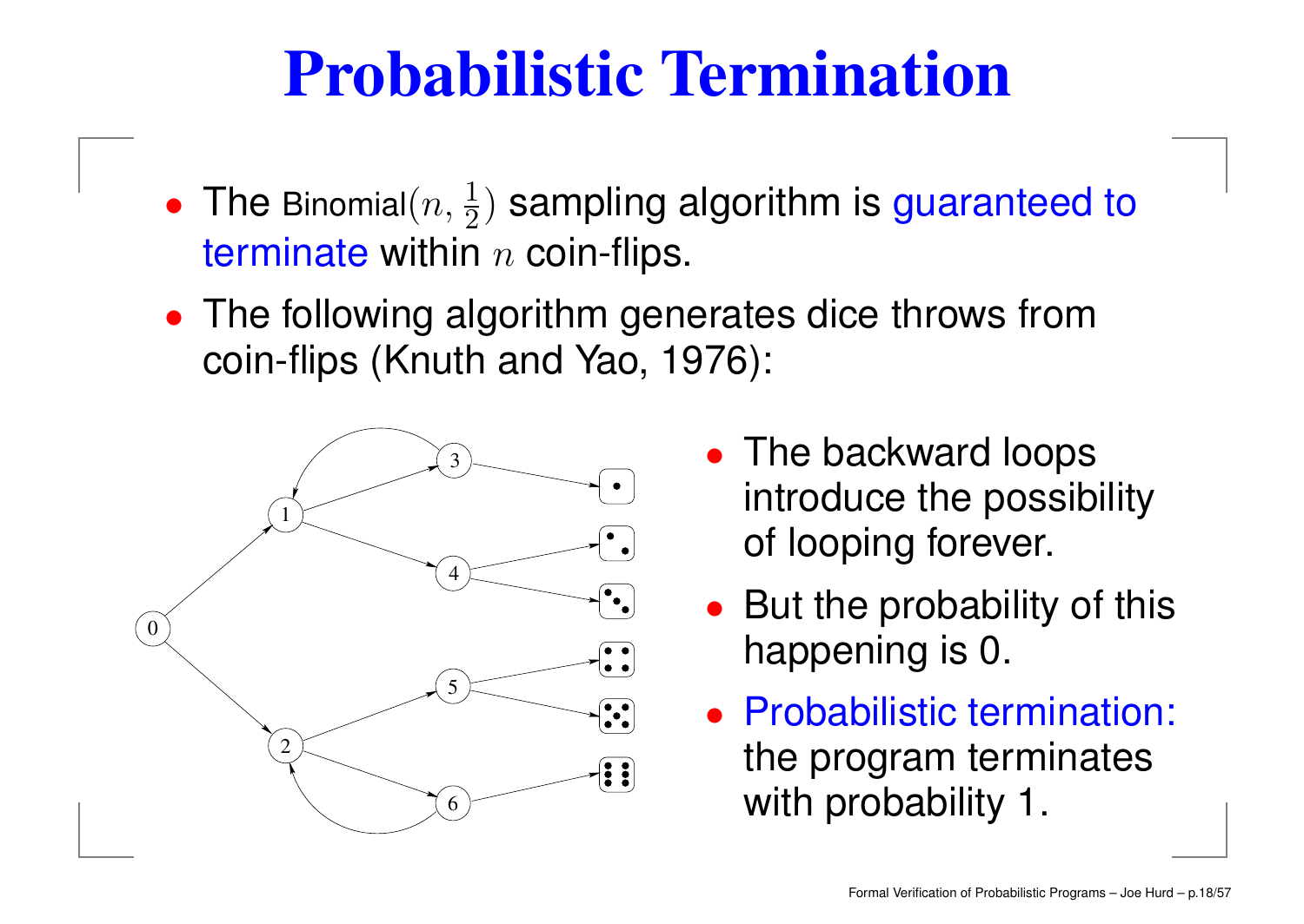# Probabilistic Termination

- The Binomial$(n, \frac{1}{2})$ sampling algorithm is guaranteed to terminate within $n$ coin-flips.
- The following algorithm generates dice throws from coin-flips (Knuth and Yao, 1976):

- The backward loops introduce the possibility of looping forever.
- But the probability of this happening is 0.
- Probabilistic termination: the program terminates with probability 1.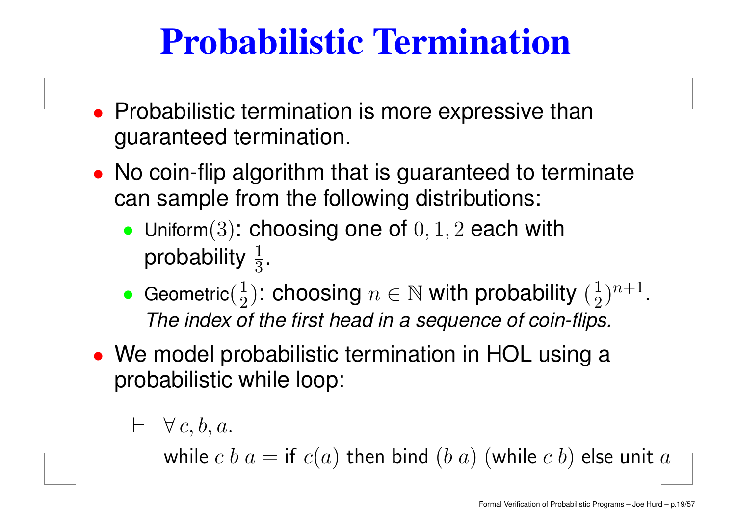# Probabilistic Termination

- Probabilistic termination is more expressive than guaranteed termination.
- No coin-flip algorithm that is guaranteed to terminate can sample from the following distributions:
  - Uniform$(3)$: choosing one of $0, 1, 2$ each with probability $\frac{1}{3}$.
  - Geometric$(\frac{1}{2})$: choosing $n \in \mathbb{N}$ with probability $(\frac{1}{2})^{n+1}$.
    *The index of the first head in a sequence of coin-flips.*
- We model probabilistic termination in HOL using a probabilistic while loop:

$$\vdash \ \forall\, c, b, a.$$
$$\text{while}\ c\ b\ a = \text{if}\ c(a)\ \text{then bind}\ (b\ a)\ (\text{while}\ c\ b)\ \text{else unit}\ a$$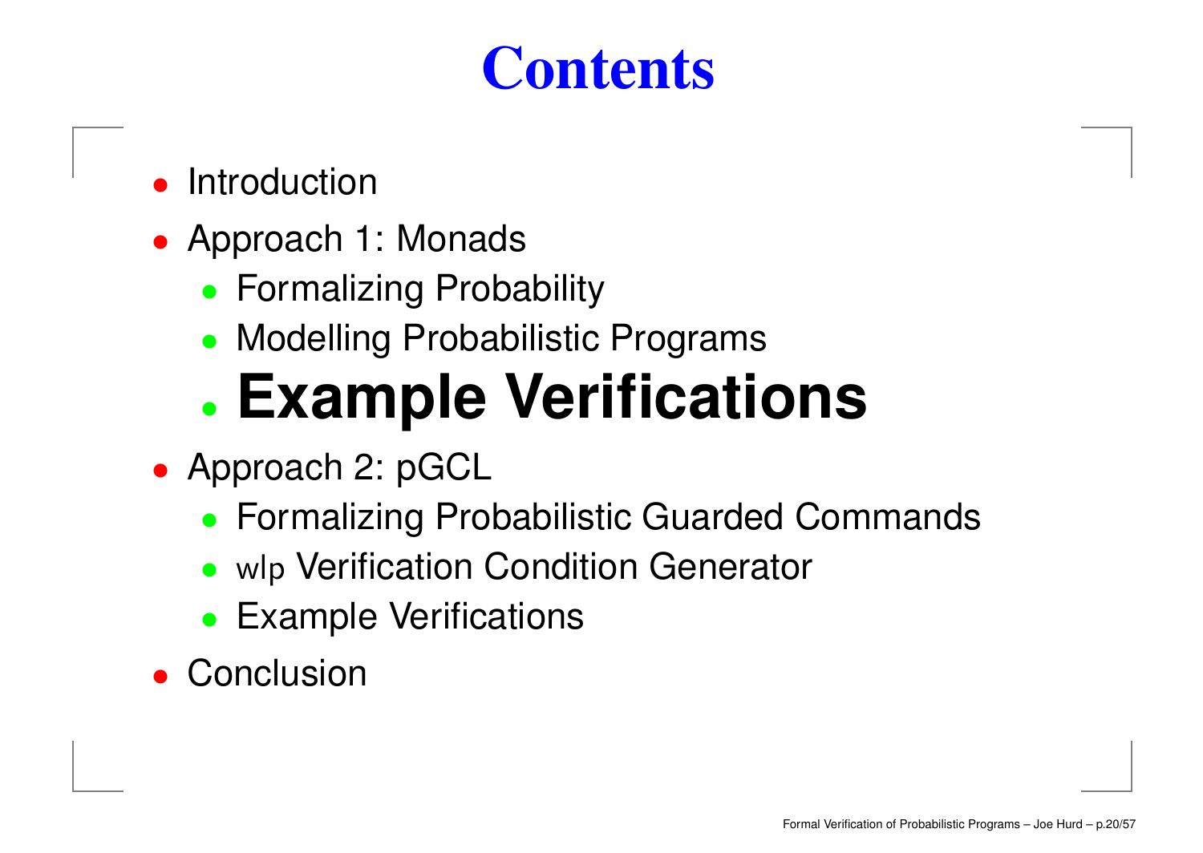# Contents

- Introduction
- Approach 1: Monads
  - Formalizing Probability
  - Modelling Probabilistic Programs
  - **Example Verifications**
- Approach 2: pGCL
  - Formalizing Probabilistic Guarded Commands
  - wlp Verification Condition Generator
  - Example Verifications
- Conclusion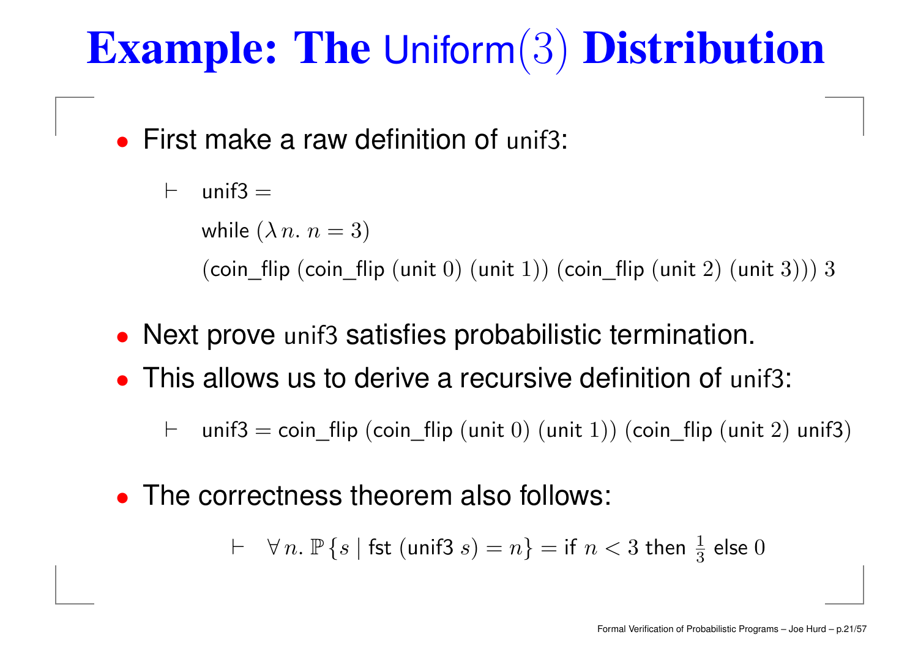# Example: The $\mathsf{Uniform}(3)$ Distribution

- First make a raw definition of unif3:

$$\vdash \quad \mathsf{unif3} = \mathsf{while}\ (\lambda n.\ n = 3)\ (\mathsf{coin\_flip}\ (\mathsf{coin\_flip}\ (\mathsf{unit}\ 0)\ (\mathsf{unit}\ 1))\ (\mathsf{coin\_flip}\ (\mathsf{unit}\ 2)\ (\mathsf{unit}\ 3)))\ 3$$

- Next prove unif3 satisfies probabilistic termination.
- This allows us to derive a recursive definition of unif3:

$$\vdash \quad \mathsf{unif3} = \mathsf{coin\_flip}\ (\mathsf{coin\_flip}\ (\mathsf{unit}\ 0)\ (\mathsf{unit}\ 1))\ (\mathsf{coin\_flip}\ (\mathsf{unit}\ 2)\ \mathsf{unif3})$$

- The correctness theorem also follows:

$$\vdash \quad \forall\, n.\ \mathbb{P}\,\{s \mid \mathsf{fst}\ (\mathsf{unif3}\ s) = n\} = \mathsf{if}\ n < 3\ \mathsf{then}\ \tfrac{1}{3}\ \mathsf{else}\ 0$$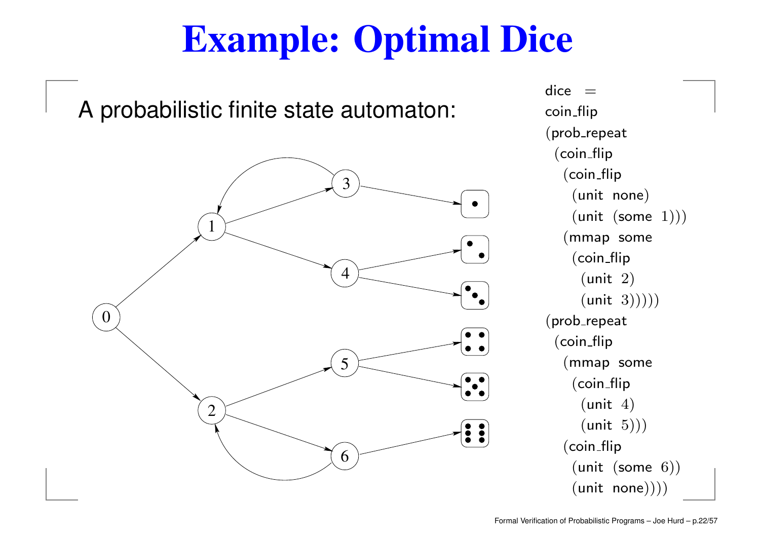# Example: Optimal Dice

A probabilistic finite state automaton:

```
dice =
coin_flip
(prob_repeat
  (coin_flip
    (coin_flip
      (unit none)
      (unit (some 1)))
    (mmap some
      (coin_flip
        (unit 2)
        (unit 3)))))
(prob_repeat
  (coin_flip
    (mmap some
      (coin_flip
        (unit 4)
        (unit 5)))
    (coin_flip
      (unit (some 6))
      (unit none))))
```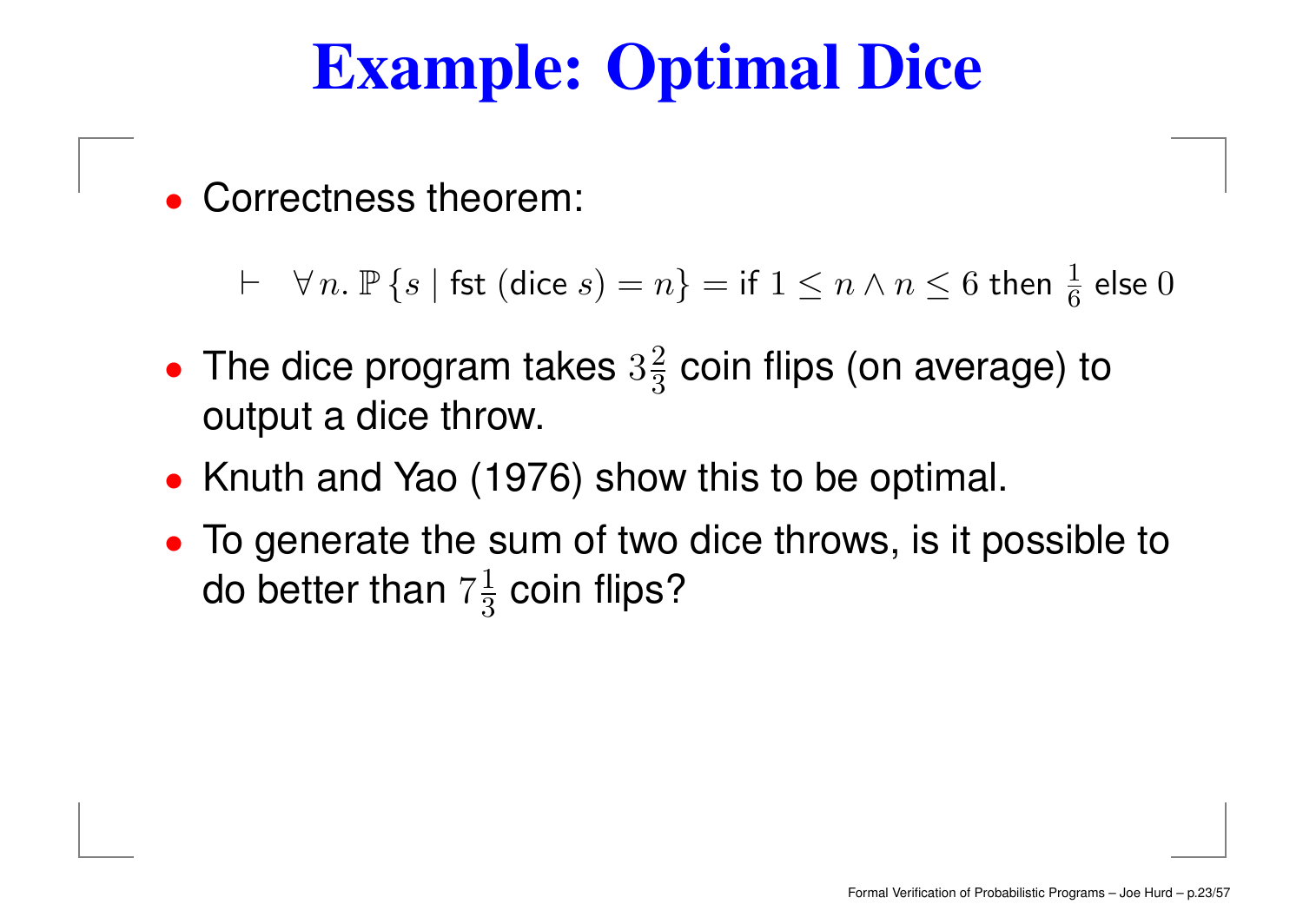# Example: Optimal Dice

- Correctness theorem:

$$\vdash \quad \forall\, n.\, \mathbb{P}\,\{s \mid \mathsf{fst}\ (\mathsf{dice}\ s) = n\} = \mathsf{if}\ 1 \leq n \wedge n \leq 6\ \mathsf{then}\ \tfrac{1}{6}\ \mathsf{else}\ 0$$

- The dice program takes $3\frac{2}{3}$ coin flips (on average) to output a dice throw.
- Knuth and Yao (1976) show this to be optimal.
- To generate the sum of two dice throws, is it possible to do better than $7\frac{1}{3}$ coin flips?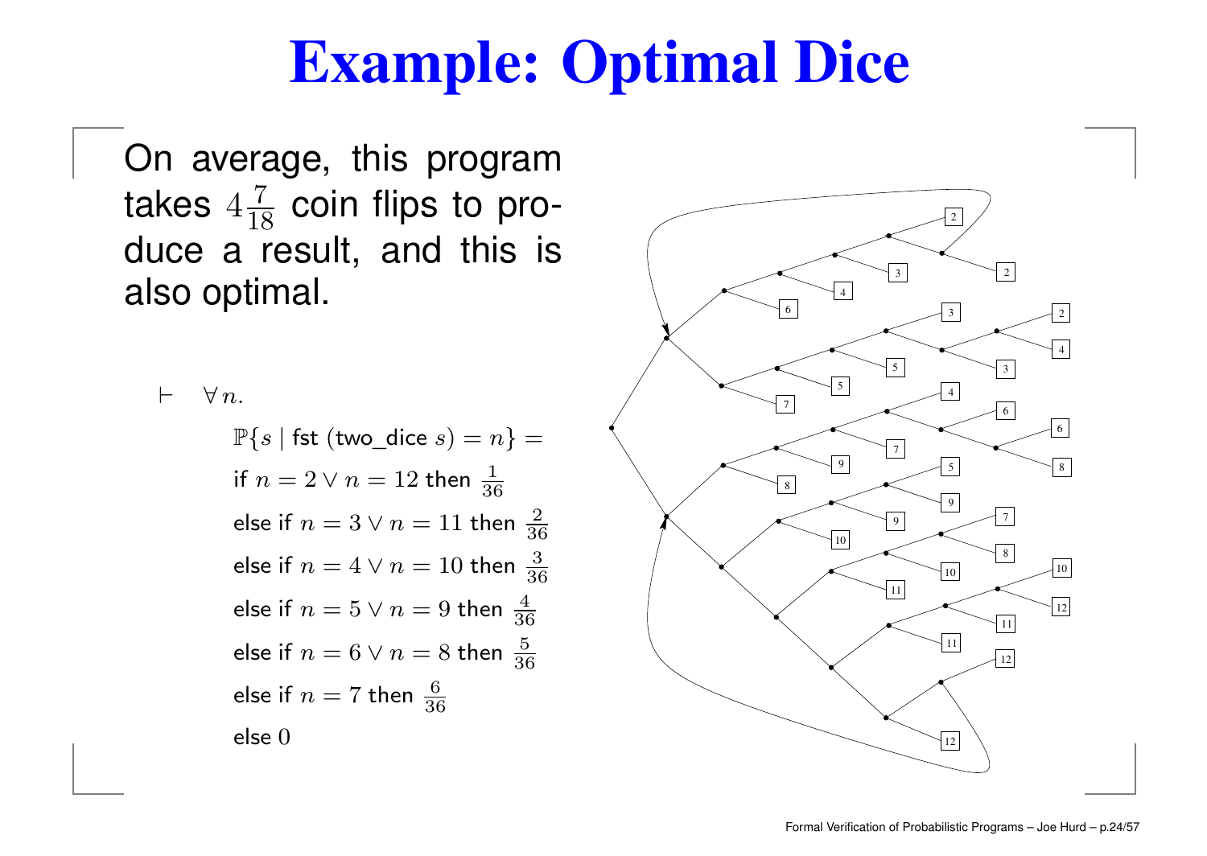# Example: Optimal Dice

On average, this program takes $4\frac{7}{18}$ coin flips to produce a result, and this is also optimal.

$$
\begin{array}{ll}
\vdash & \forall n. \\
& \quad \mathbb{P}\{s \mid \mathsf{fst}\ (\mathsf{two\_dice}\ s) = n\} = \\
& \quad \text{if } n = 2 \lor n = 12 \text{ then } \frac{1}{36} \\
& \quad \text{else if } n = 3 \lor n = 11 \text{ then } \frac{2}{36} \\
& \quad \text{else if } n = 4 \lor n = 10 \text{ then } \frac{3}{36} \\
& \quad \text{else if } n = 5 \lor n = 9 \text{ then } \frac{4}{36} \\
& \quad \text{else if } n = 6 \lor n = 8 \text{ then } \frac{5}{36} \\
& \quad \text{else if } n = 7 \text{ then } \frac{6}{36} \\
& \quad \text{else } 0
\end{array}
$$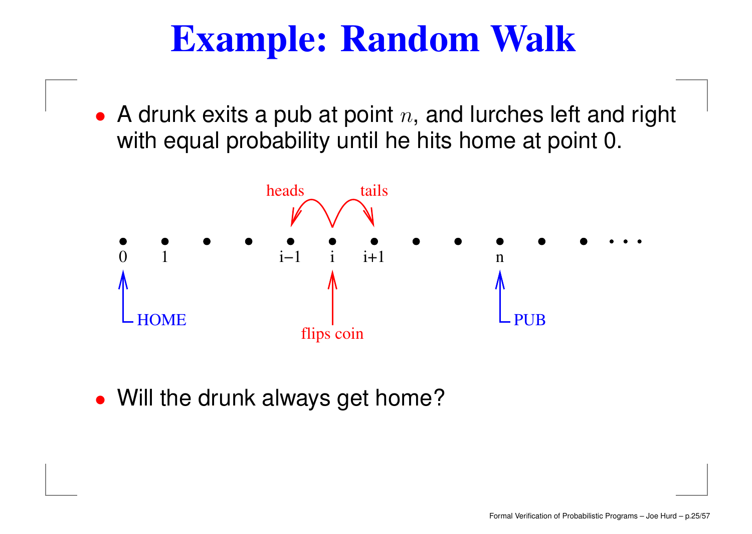# Example: Random Walk

- A drunk exits a pub at point $n$, and lurches left and right with equal probability until he hits home at point 0.

- Will the drunk always get home?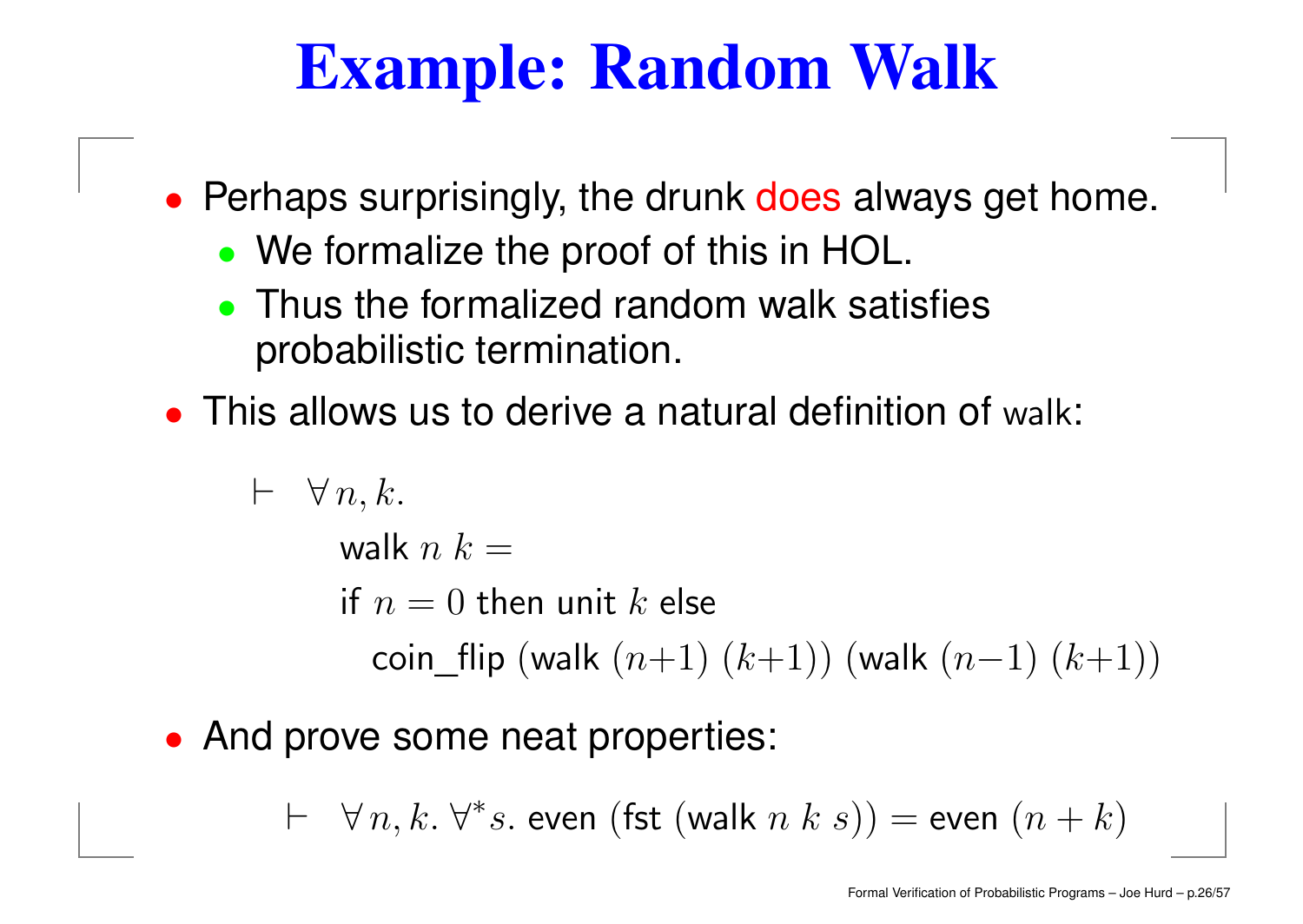# Example: Random Walk

- Perhaps surprisingly, the drunk does always get home.
  - We formalize the proof of this in HOL.
  - Thus the formalized random walk satisfies probabilistic termination.
- This allows us to derive a natural definition of walk:

$$
\begin{array}{l}
\vdash \ \forall\, n, k. \\
\qquad \mathsf{walk}\ n\ k = \\
\qquad \mathsf{if}\ n = 0\ \mathsf{then}\ \mathsf{unit}\ k\ \mathsf{else} \\
\qquad\quad \mathsf{coin\_flip}\ (\mathsf{walk}\ (n{+}1)\ (k{+}1))\ (\mathsf{walk}\ (n{-}1)\ (k{+}1))
\end{array}
$$

- And prove some neat properties:

$$
\vdash \ \forall\, n, k.\ \forall^* s.\ \mathsf{even}\ (\mathsf{fst}\ (\mathsf{walk}\ n\ k\ s)) = \mathsf{even}\ (n + k)
$$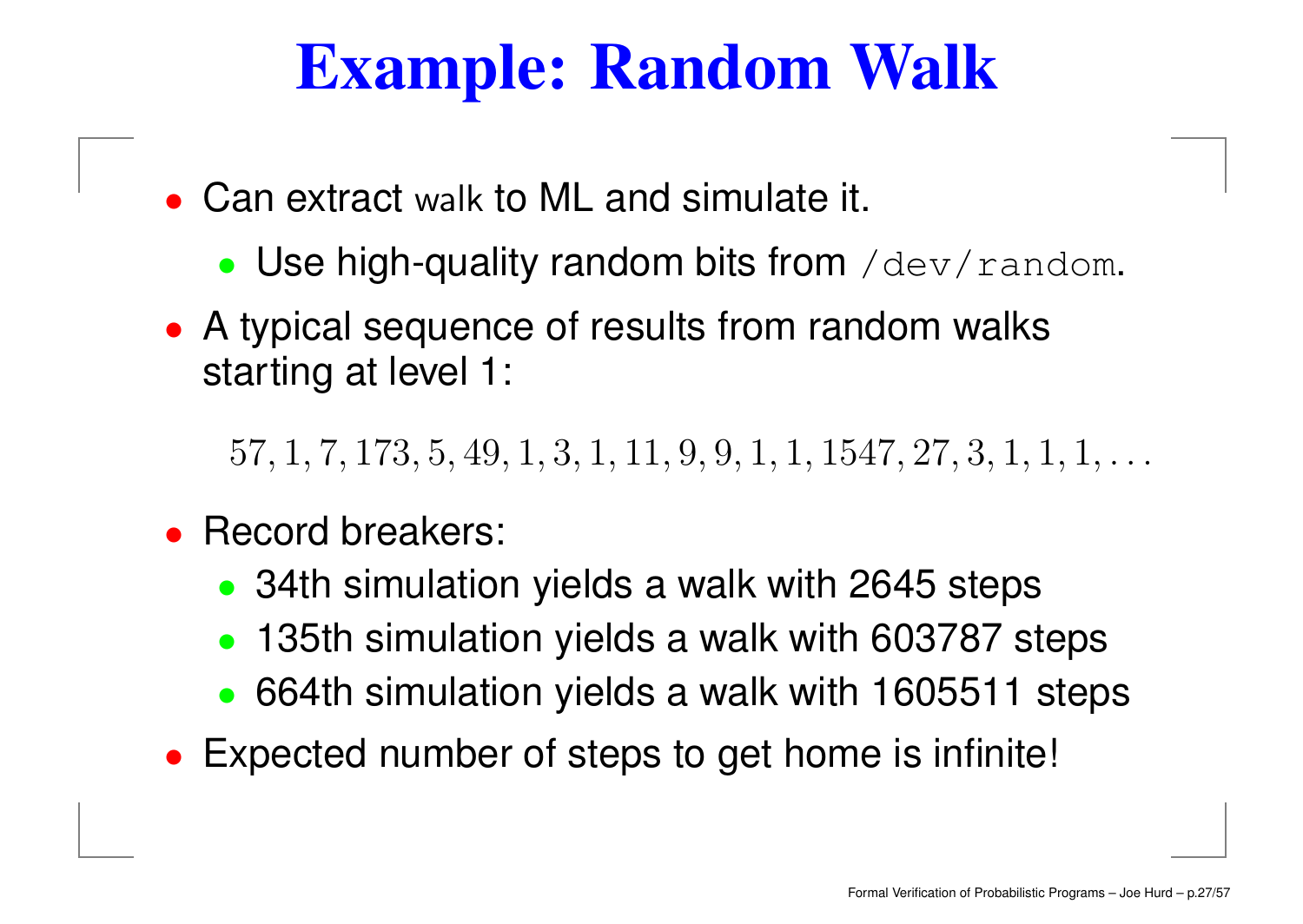# Example: Random Walk

- Can extract walk to ML and simulate it.
  - Use high-quality random bits from `/dev/random`.
- A typical sequence of results from random walks starting at level 1:

$$57, 1, 7, 173, 5, 49, 1, 3, 1, 11, 9, 9, 1, 1, 1547, 27, 3, 1, 1, 1, \ldots$$

- Record breakers:
  - 34th simulation yields a walk with 2645 steps
  - 135th simulation yields a walk with 603787 steps
  - 664th simulation yields a walk with 1605511 steps
- Expected number of steps to get home is infinite!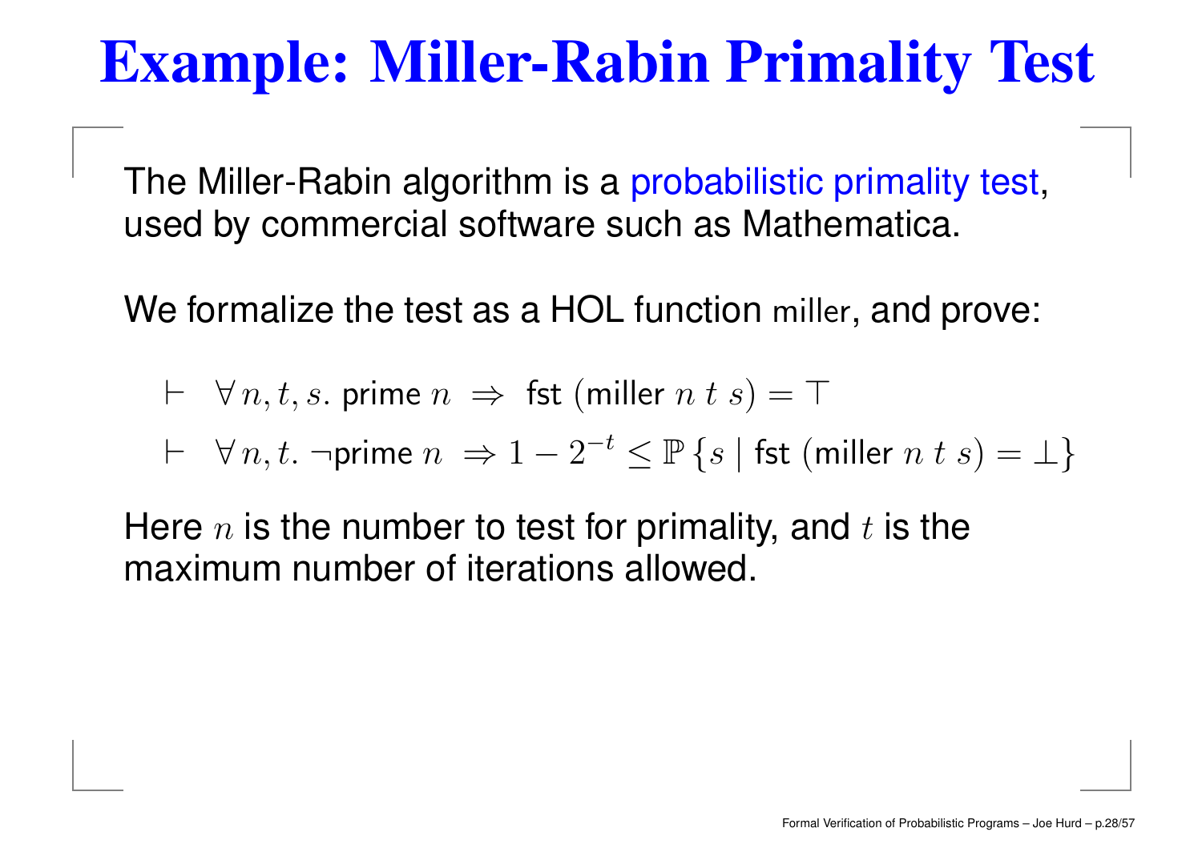# Example: Miller-Rabin Primality Test

The Miller-Rabin algorithm is a probabilistic primality test, used by commercial software such as Mathematica.

We formalize the test as a HOL function miller, and prove:

$$\vdash \ \forall\, n, t, s.\ \mathsf{prime}\ n \ \Rightarrow\ \mathsf{fst}\ (\mathsf{miller}\ n\ t\ s) = \top$$

$$\vdash \ \forall\, n, t.\ \neg \mathsf{prime}\ n \ \Rightarrow 1 - 2^{-t} \leq \mathbb{P}\,\{s \mid \mathsf{fst}\ (\mathsf{miller}\ n\ t\ s) = \bot\}$$

Here $n$ is the number to test for primality, and $t$ is the maximum number of iterations allowed.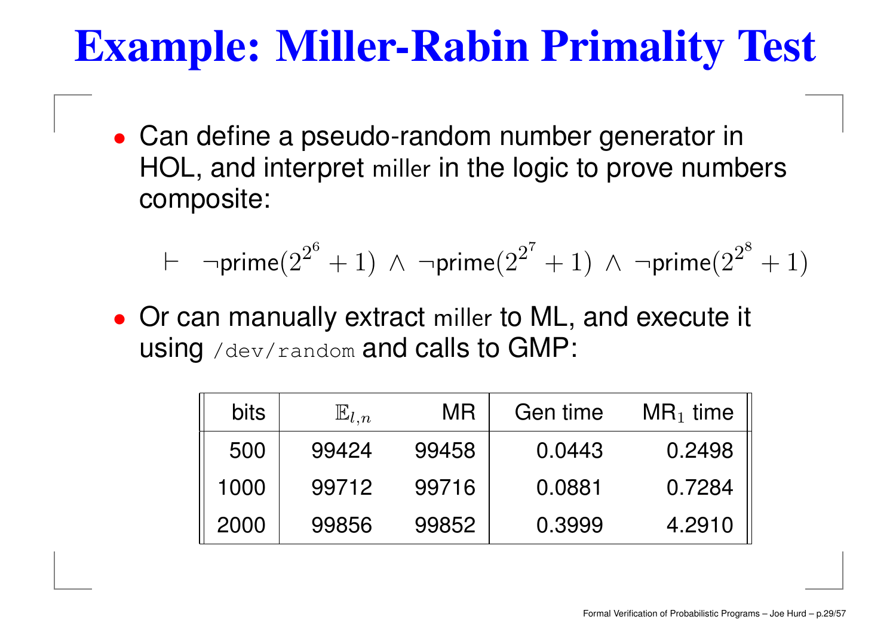# Example: Miller-Rabin Primality Test

- Can define a pseudo-random number generator in HOL, and interpret miller in the logic to prove numbers composite:

$$\vdash \ \neg \mathsf{prime}(2^{2^6}+1) \ \wedge \ \neg \mathsf{prime}(2^{2^7}+1) \ \wedge \ \neg \mathsf{prime}(2^{2^8}+1)$$

- Or can manually extract miller to ML, and execute it using `/dev/random` and calls to GMP:

| bits | $\mathbb{E}_{l,n}$ | MR | Gen time | $\mathrm{MR}_1$ time |
|---|---|---|---|---|
| 500 | 99424 | 99458 | 0.0443 | 0.2498 |
| 1000 | 99712 | 99716 | 0.0881 | 0.7284 |
| 2000 | 99856 | 99852 | 0.3999 | 4.2910 |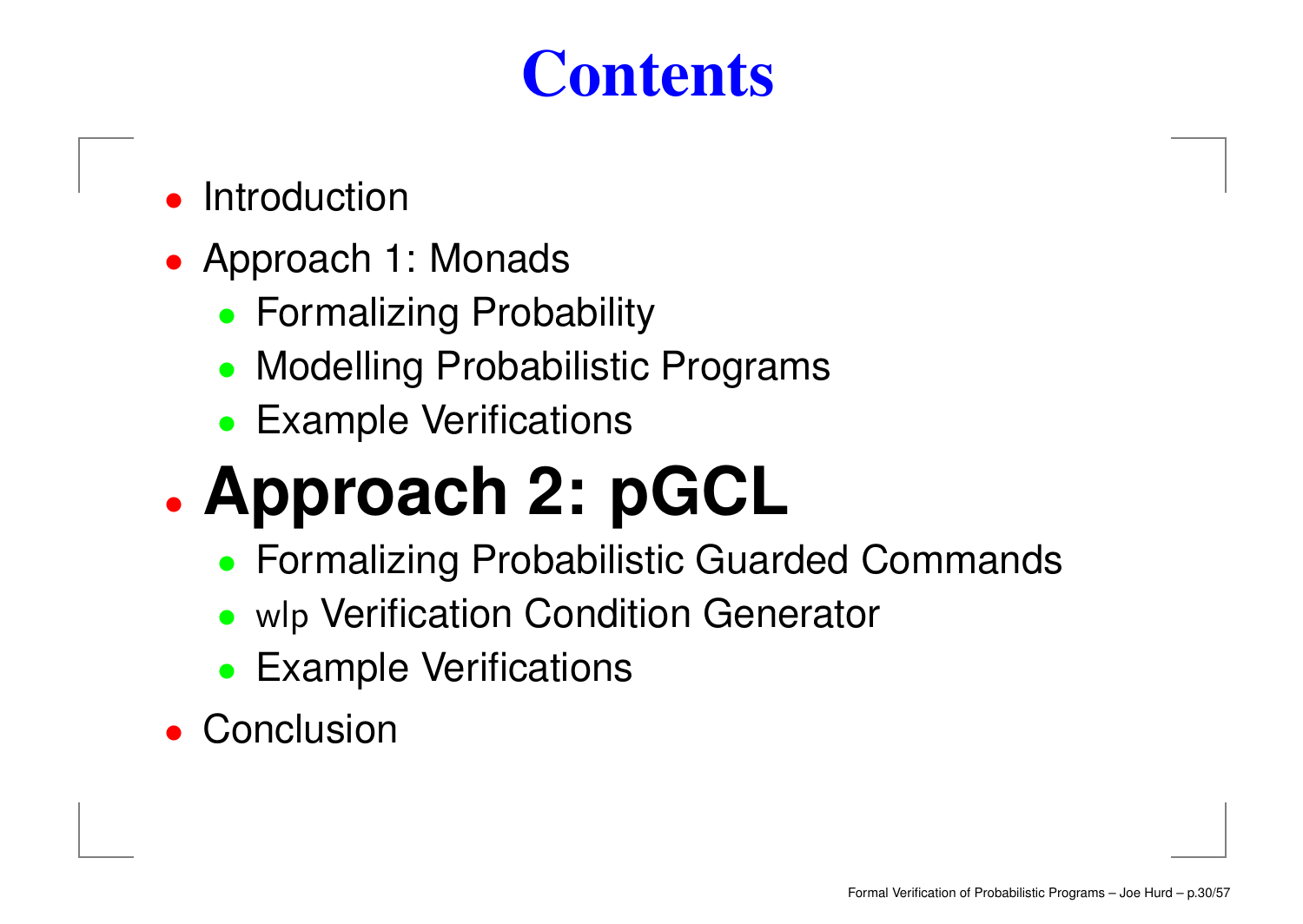# Contents

- Introduction
- Approach 1: Monads
  - Formalizing Probability
  - Modelling Probabilistic Programs
  - Example Verifications
- **Approach 2: pGCL**
  - Formalizing Probabilistic Guarded Commands
  - wlp Verification Condition Generator
  - Example Verifications
- Conclusion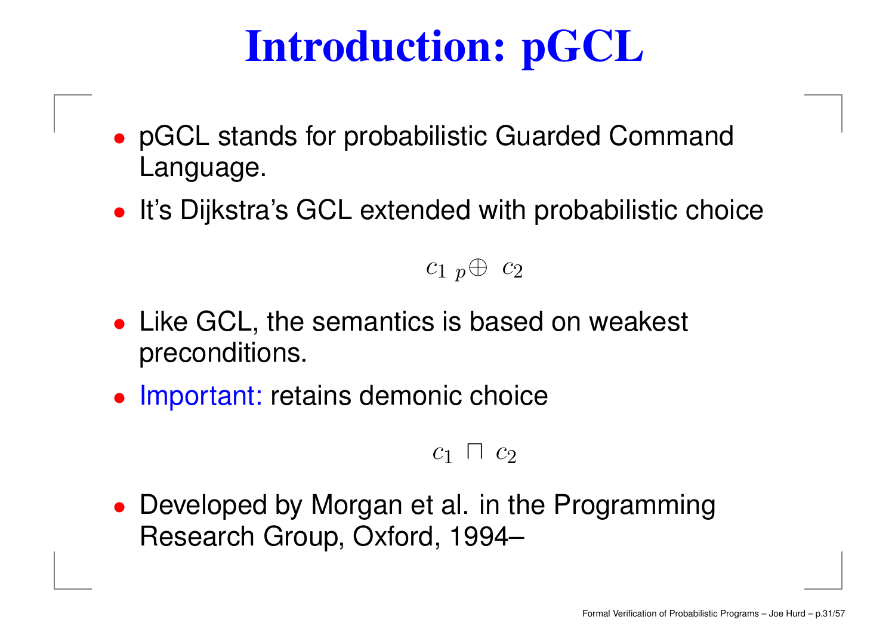# Introduction: pGCL

- pGCL stands for probabilistic Guarded Command Language.
- It's Dijkstra's GCL extended with probabilistic choice

$$c_1 \;{}_p\!\oplus\; c_2$$

- Like GCL, the semantics is based on weakest preconditions.
- Important: retains demonic choice

$$c_1 \sqcap c_2$$

- Developed by Morgan et al. in the Programming Research Group, Oxford, 1994–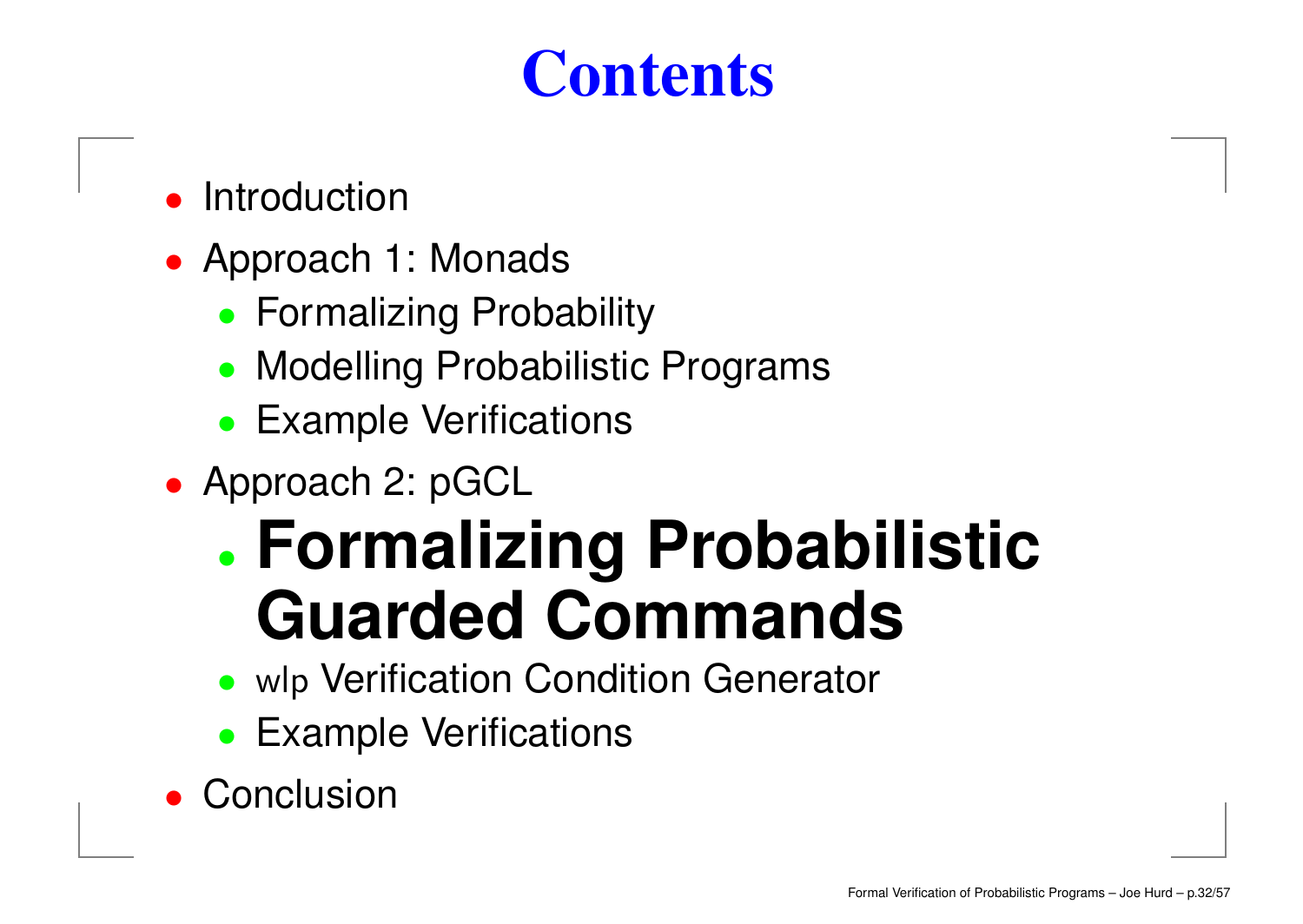# Contents

- Introduction
- Approach 1: Monads
  - Formalizing Probability
  - Modelling Probabilistic Programs
  - Example Verifications
- Approach 2: pGCL
  - **Formalizing Probabilistic Guarded Commands**
  - wlp Verification Condition Generator
  - Example Verifications
- Conclusion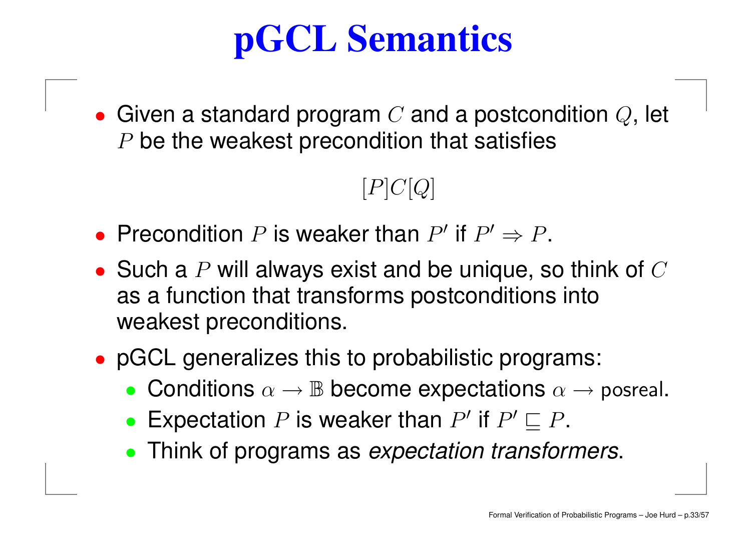# pGCL Semantics

- Given a standard program $C$ and a postcondition $Q$, let $P$ be the weakest precondition that satisfies

$$[P]C[Q]$$

- Precondition $P$ is weaker than $P'$ if $P' \Rightarrow P$.
- Such a $P$ will always exist and be unique, so think of $C$ as a function that transforms postconditions into weakest preconditions.
- pGCL generalizes this to probabilistic programs:
  - Conditions $\alpha \to \mathbb{B}$ become expectations $\alpha \to \mathsf{posreal}$.
  - Expectation $P$ is weaker than $P'$ if $P' \sqsubseteq P$.
  - Think of programs as *expectation transformers*.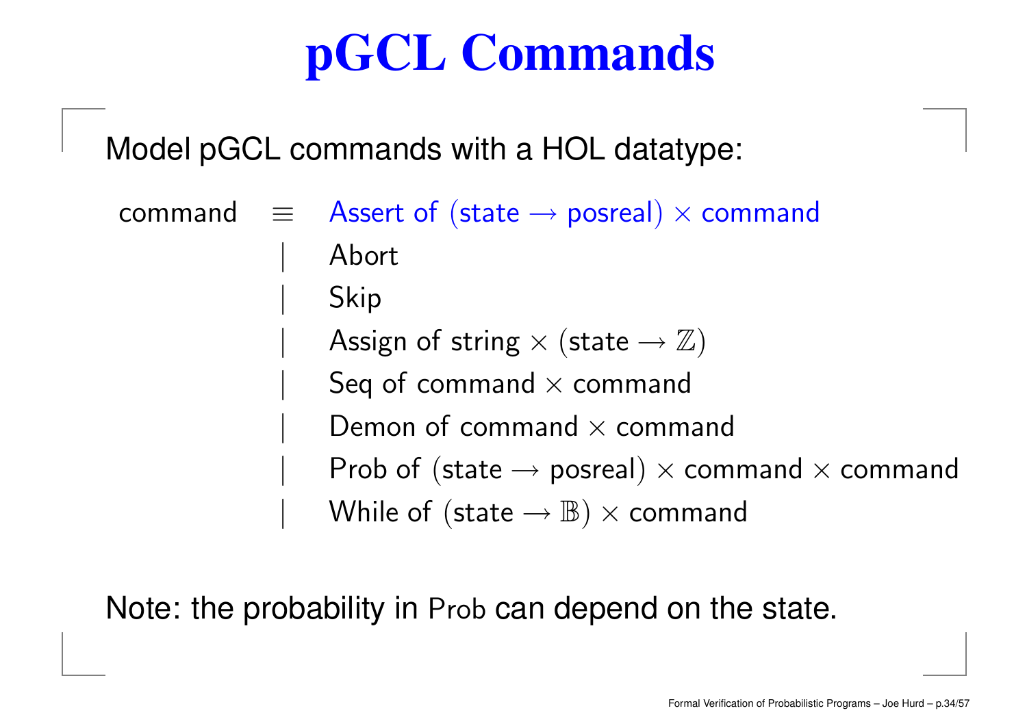# pGCL Commands

Model pGCL commands with a HOL datatype:

$$
\begin{array}{lcl}
\text{command} & \equiv & \text{Assert of } (\text{state} \rightarrow \text{posreal}) \times \text{command} \\
 & | & \text{Abort} \\
 & | & \text{Skip} \\
 & | & \text{Assign of string} \times (\text{state} \rightarrow \mathbb{Z}) \\
 & | & \text{Seq of command} \times \text{command} \\
 & | & \text{Demon of command} \times \text{command} \\
 & | & \text{Prob of } (\text{state} \rightarrow \text{posreal}) \times \text{command} \times \text{command} \\
 & | & \text{While of } (\text{state} \rightarrow \mathbb{B}) \times \text{command}
\end{array}
$$

Note: the probability in Prob can depend on the state.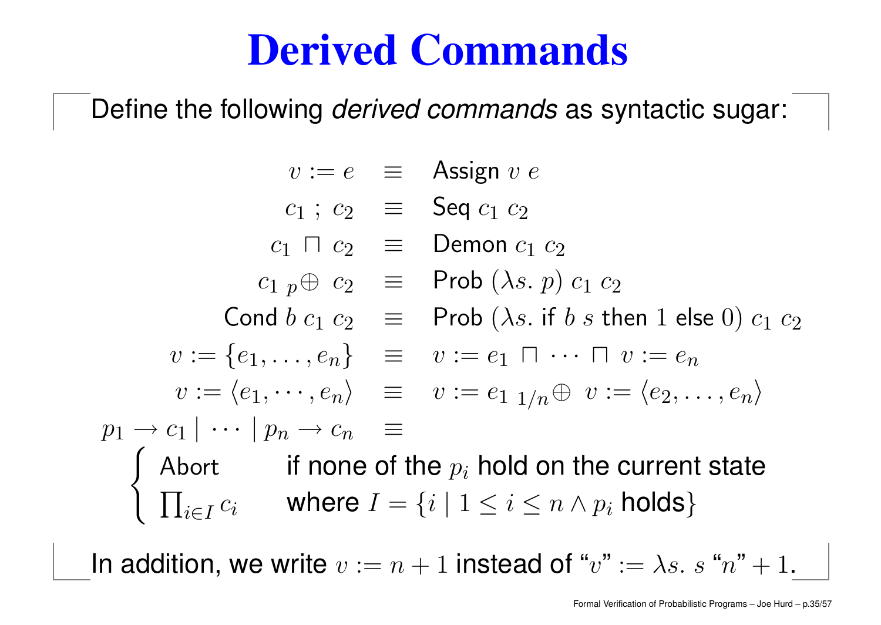# Derived Commands

Define the following *derived commands* as syntactic sugar:

$$
\begin{array}{rcl}
v := e & \equiv & \mathsf{Assign}\ v\ e \\
c_1 \ ; \ c_2 & \equiv & \mathsf{Seq}\ c_1\ c_2 \\
c_1 \ \sqcap \ c_2 & \equiv & \mathsf{Demon}\ c_1\ c_2 \\
c_1 \ {}_{p}\!\oplus \ c_2 & \equiv & \mathsf{Prob}\ (\lambda s.\ p)\ c_1\ c_2 \\
\mathsf{Cond}\ b\ c_1\ c_2 & \equiv & \mathsf{Prob}\ (\lambda s.\ \mathsf{if}\ b\ s\ \mathsf{then}\ 1\ \mathsf{else}\ 0)\ c_1\ c_2 \\
v := \{e_1, \ldots, e_n\} & \equiv & v := e_1 \ \sqcap \ \cdots \ \sqcap \ v := e_n \\
v := \langle e_1, \cdots, e_n \rangle & \equiv & v := e_1 \ {}_{1/n}\!\oplus \ v := \langle e_2, \ldots, e_n \rangle \\
p_1 \to c_1 \mid \cdots \mid p_n \to c_n & \equiv &
\end{array}
$$

$$
\begin{cases}
\mathsf{Abort} & \text{if none of the } p_i \text{ hold on the current state} \\
\prod_{i \in I} c_i & \text{where } I = \{i \mid 1 \leq i \leq n \wedge p_i \text{ holds}\}
\end{cases}
$$

In addition, we write $v := n + 1$ instead of "$v$" $:= \lambda s.\ s$ "$n$" $+ 1$.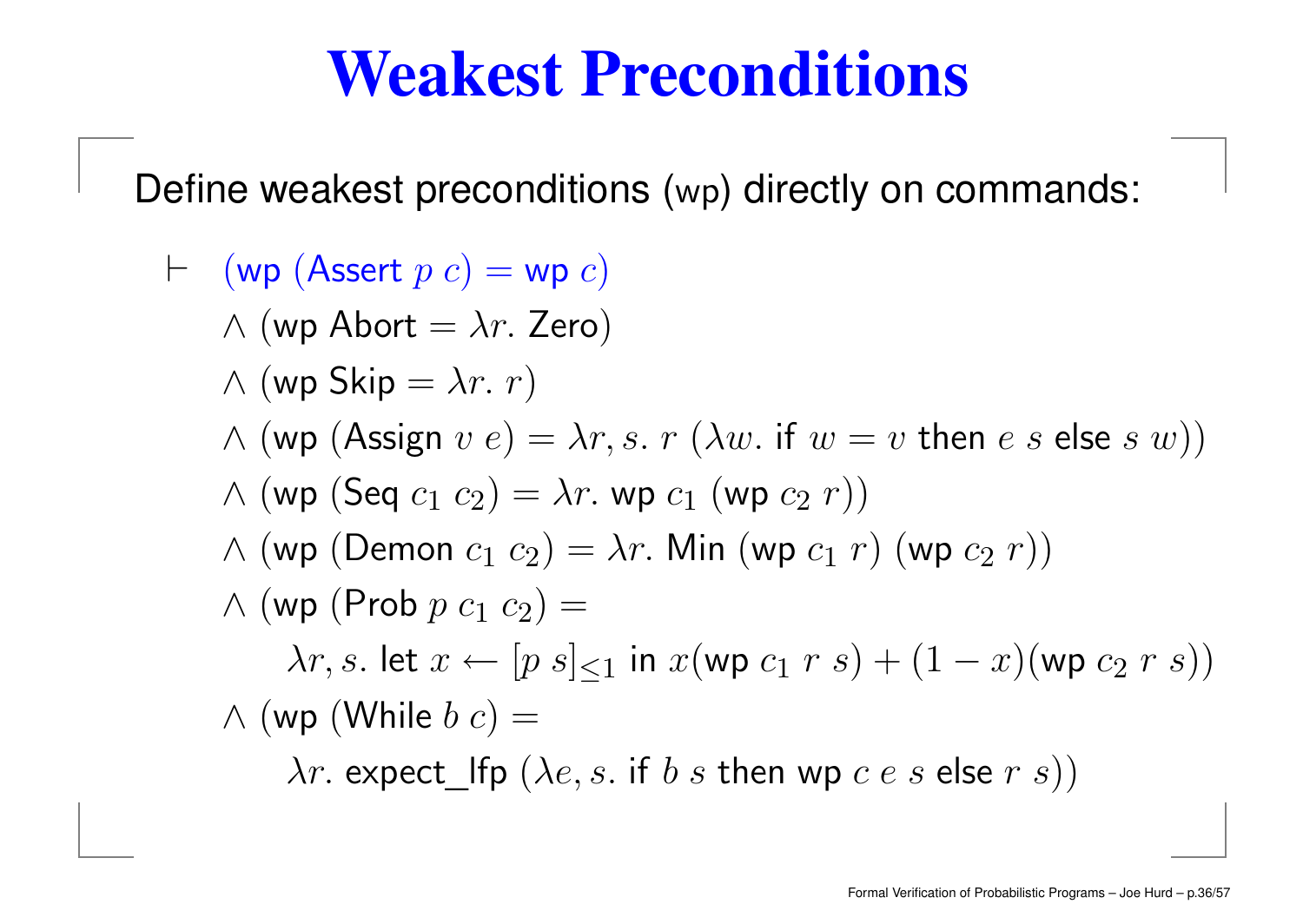# Weakest Preconditions

Define weakest preconditions (wp) directly on commands:

$$
\begin{aligned}
\vdash \quad & (\mathsf{wp}\ (\mathsf{Assert}\ p\ c) = \mathsf{wp}\ c) \\
& \wedge\ (\mathsf{wp}\ \mathsf{Abort} = \lambda r.\ \mathsf{Zero}) \\
& \wedge\ (\mathsf{wp}\ \mathsf{Skip} = \lambda r.\ r) \\
& \wedge\ (\mathsf{wp}\ (\mathsf{Assign}\ v\ e) = \lambda r, s.\ r\ (\lambda w.\ \mathsf{if}\ w = v\ \mathsf{then}\ e\ s\ \mathsf{else}\ s\ w)) \\
& \wedge\ (\mathsf{wp}\ (\mathsf{Seq}\ c_1\ c_2) = \lambda r.\ \mathsf{wp}\ c_1\ (\mathsf{wp}\ c_2\ r)) \\
& \wedge\ (\mathsf{wp}\ (\mathsf{Demon}\ c_1\ c_2) = \lambda r.\ \mathsf{Min}\ (\mathsf{wp}\ c_1\ r)\ (\mathsf{wp}\ c_2\ r)) \\
& \wedge\ (\mathsf{wp}\ (\mathsf{Prob}\ p\ c_1\ c_2) = \\
& \qquad \lambda r, s.\ \mathsf{let}\ x \leftarrow [p\ s]_{\leq 1}\ \mathsf{in}\ x(\mathsf{wp}\ c_1\ r\ s) + (1 - x)(\mathsf{wp}\ c_2\ r\ s)) \\
& \wedge\ (\mathsf{wp}\ (\mathsf{While}\ b\ c) = \\
& \qquad \lambda r.\ \mathsf{expect\_lfp}\ (\lambda e, s.\ \mathsf{if}\ b\ s\ \mathsf{then}\ \mathsf{wp}\ c\ e\ s\ \mathsf{else}\ r\ s))
\end{aligned}
$$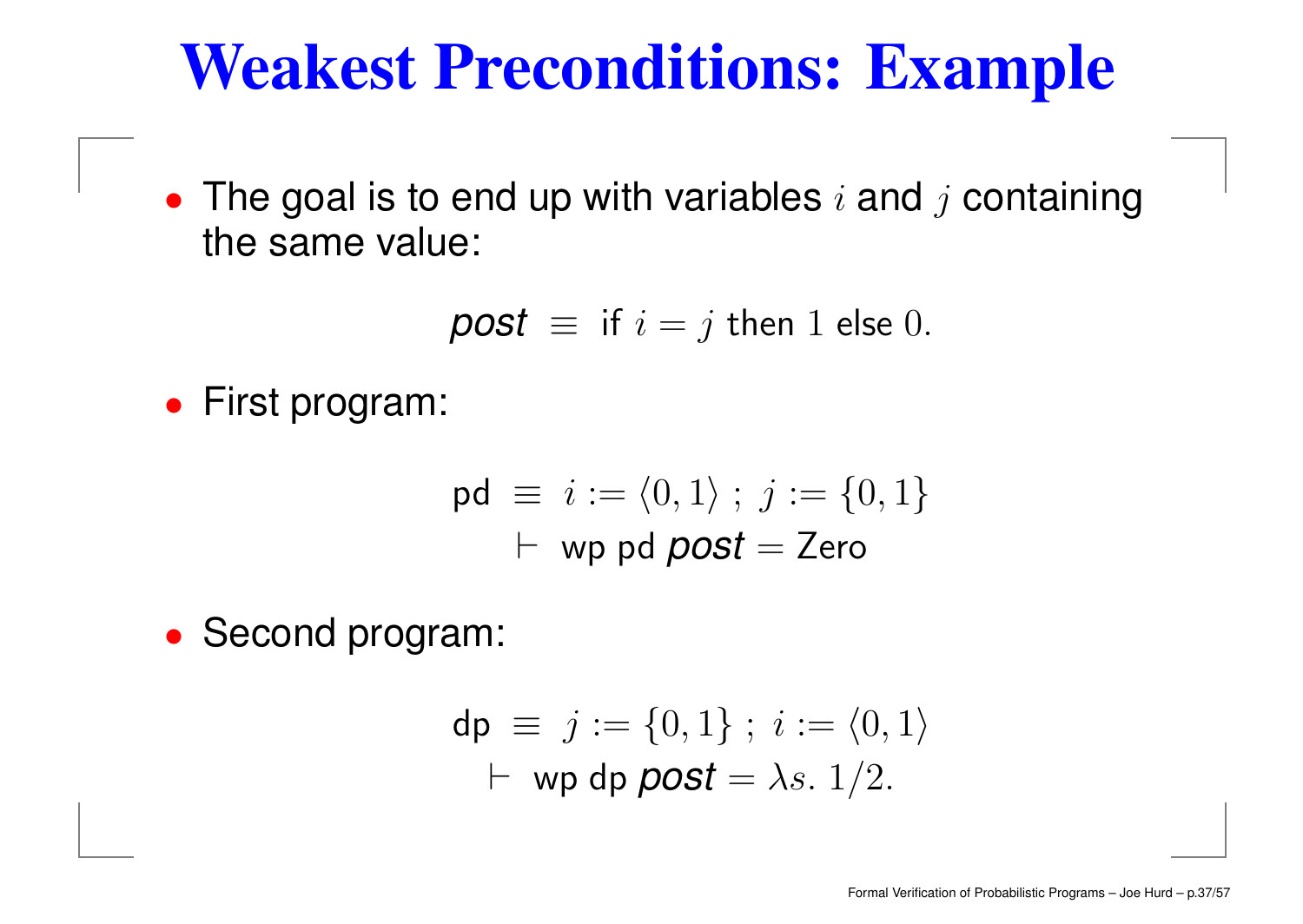# Weakest Preconditions: Example

- The goal is to end up with variables $i$ and $j$ containing the same value:

$$\textit{post} \equiv \text{if } i = j \text{ then } 1 \text{ else } 0.$$

- First program:

$$\begin{array}{c} \mathsf{pd} \equiv i := \langle 0, 1 \rangle \; ; \; j := \{0, 1\} \\ \vdash \text{wp pd } \textit{post} = \text{Zero} \end{array}$$

- Second program:

$$\begin{array}{c} \mathsf{dp} \equiv j := \{0, 1\} \; ; \; i := \langle 0, 1 \rangle \\ \vdash \text{wp dp } \textit{post} = \lambda s.\, 1/2. \end{array}$$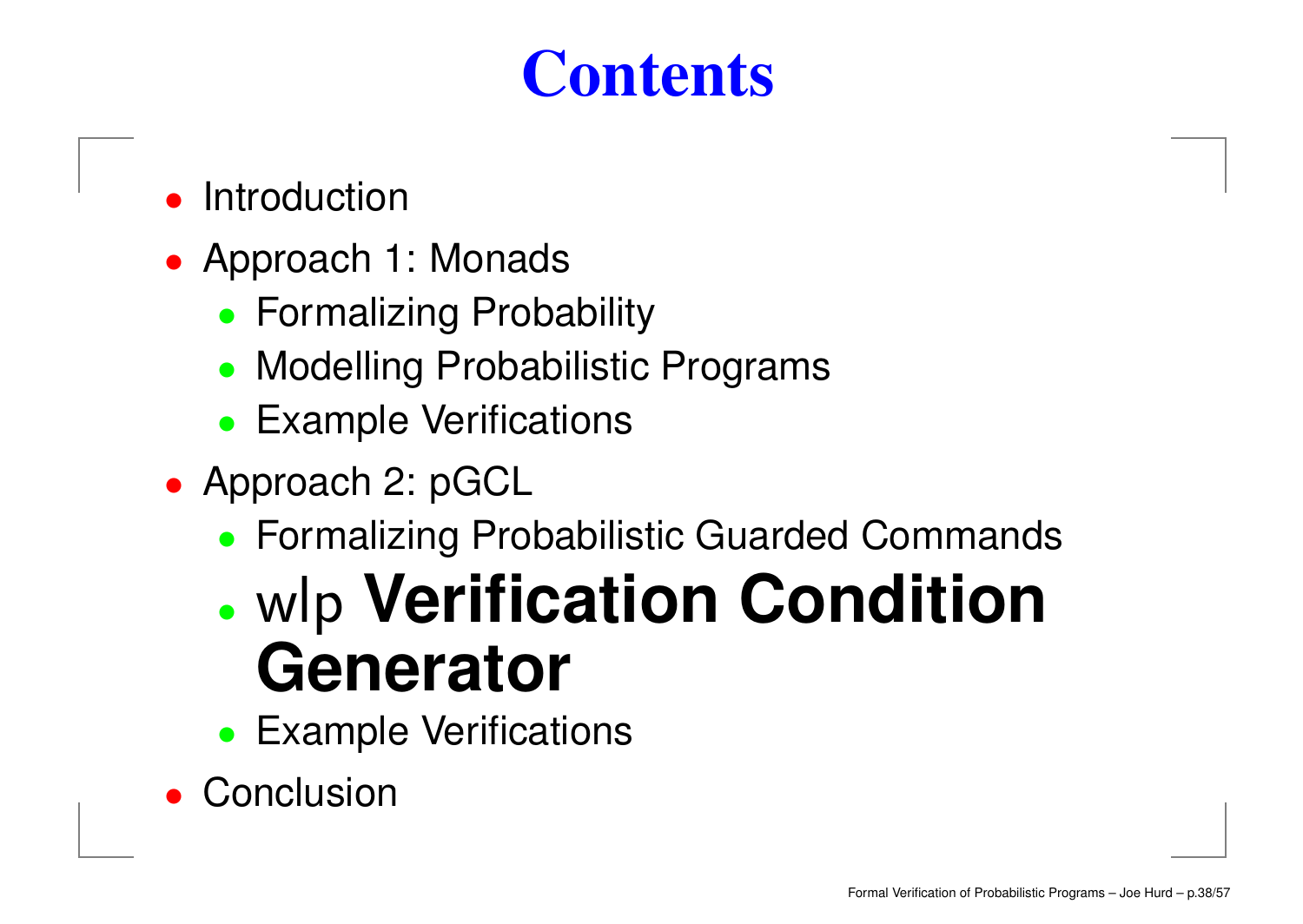# Contents

- Introduction
- Approach 1: Monads
  - Formalizing Probability
  - Modelling Probabilistic Programs
  - Example Verifications
- Approach 2: pGCL
  - Formalizing Probabilistic Guarded Commands
  - wlp **Verification Condition Generator**
  - Example Verifications
- Conclusion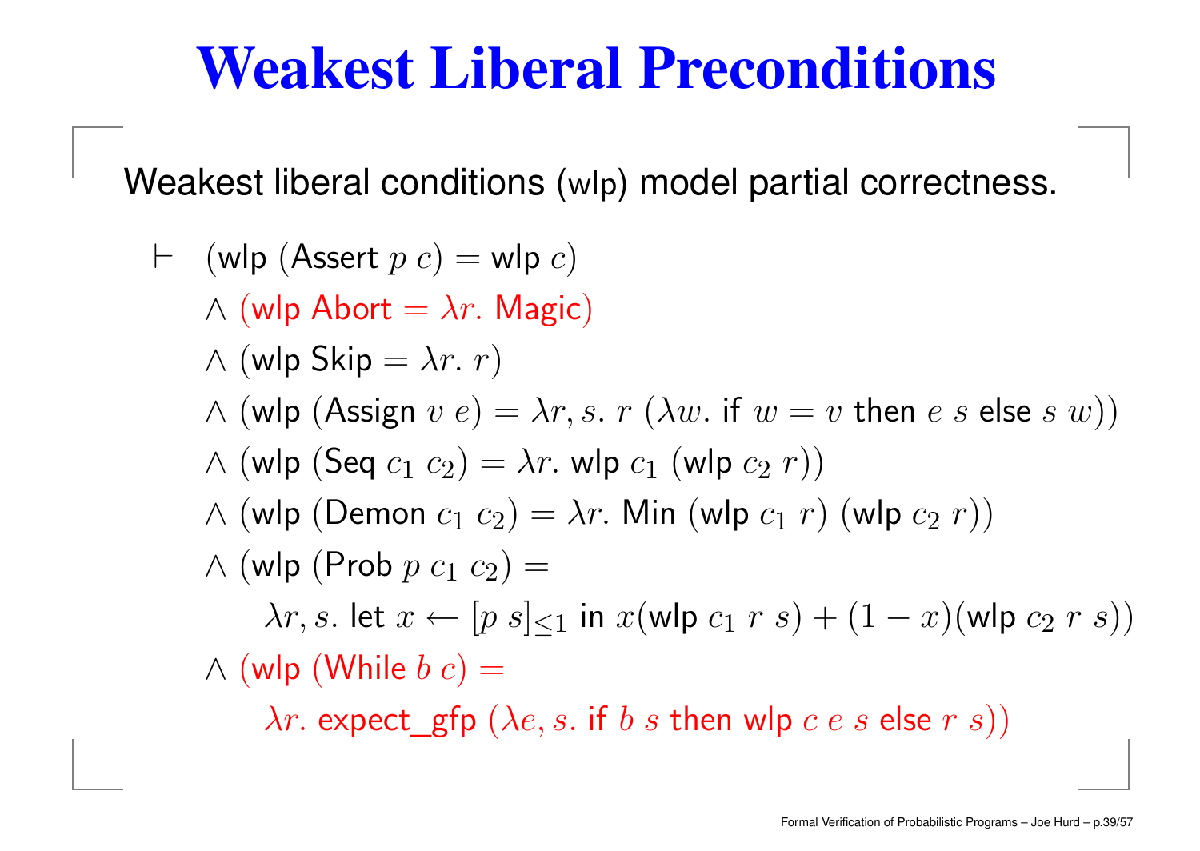# Weakest Liberal Preconditions

Weakest liberal conditions (wlp) model partial correctness.

$$
\begin{aligned}
\vdash\ & (\mathsf{wlp}\ (\mathsf{Assert}\ p\ c) = \mathsf{wlp}\ c) \\
& \land (\mathsf{wlp}\ \mathsf{Abort} = \lambda r.\ \mathsf{Magic}) \\
& \land (\mathsf{wlp}\ \mathsf{Skip} = \lambda r.\ r) \\
& \land (\mathsf{wlp}\ (\mathsf{Assign}\ v\ e) = \lambda r, s.\ r\ (\lambda w.\ \text{if } w = v \text{ then } e\ s \text{ else } s\ w)) \\
& \land (\mathsf{wlp}\ (\mathsf{Seq}\ c_1\ c_2) = \lambda r.\ \mathsf{wlp}\ c_1\ (\mathsf{wlp}\ c_2\ r)) \\
& \land (\mathsf{wlp}\ (\mathsf{Demon}\ c_1\ c_2) = \lambda r.\ \mathsf{Min}\ (\mathsf{wlp}\ c_1\ r)\ (\mathsf{wlp}\ c_2\ r)) \\
& \land (\mathsf{wlp}\ (\mathsf{Prob}\ p\ c_1\ c_2) = \\
& \qquad \lambda r, s.\ \text{let } x \leftarrow [p\ s]_{\leq 1} \text{ in } x(\mathsf{wlp}\ c_1\ r\ s) + (1 - x)(\mathsf{wlp}\ c_2\ r\ s)) \\
& \land (\mathsf{wlp}\ (\mathsf{While}\ b\ c) = \\
& \qquad \lambda r.\ \mathsf{expect\_gfp}\ (\lambda e, s.\ \text{if } b\ s \text{ then } \mathsf{wlp}\ c\ e\ s \text{ else } r\ s))
\end{aligned}
$$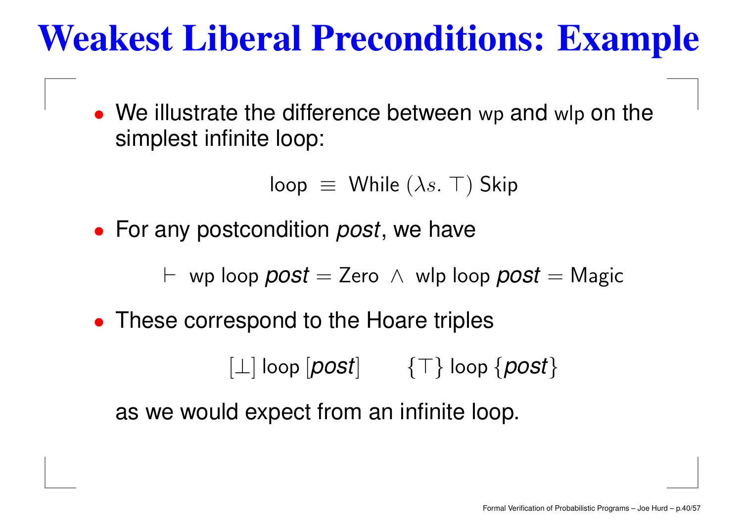# Weakest Liberal Preconditions: Example

- We illustrate the difference between wp and wlp on the simplest infinite loop:

$$\mathsf{loop} \;\equiv\; \mathsf{While}\ (\lambda s.\ \top)\ \mathsf{Skip}$$

- For any postcondition *post*, we have

$$\vdash\ \mathsf{wp}\ \mathsf{loop}\ \textit{post} = \mathsf{Zero}\ \wedge\ \mathsf{wlp}\ \mathsf{loop}\ \textit{post} = \mathsf{Magic}$$

- These correspond to the Hoare triples

$$[\bot]\ \mathsf{loop}\ [\textit{post}] \qquad \{\top\}\ \mathsf{loop}\ \{\textit{post}\}$$

  as we would expect from an infinite loop.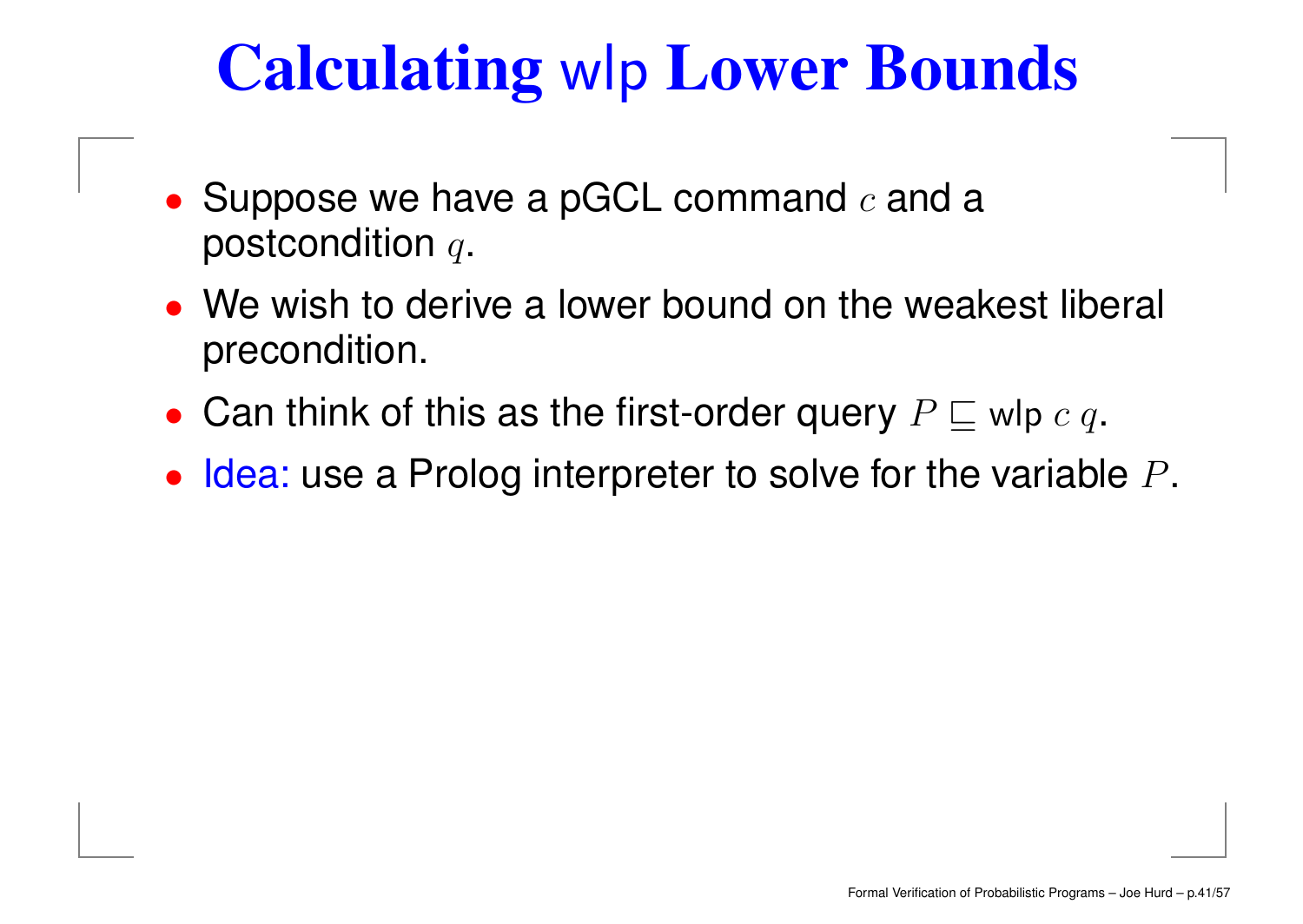# Calculating wlp Lower Bounds

- Suppose we have a pGCL command $c$ and a postcondition $q$.
- We wish to derive a lower bound on the weakest liberal precondition.
- Can think of this as the first-order query $P \sqsubseteq \mathsf{wlp}\ c\ q$.
- Idea: use a Prolog interpreter to solve for the variable $P$.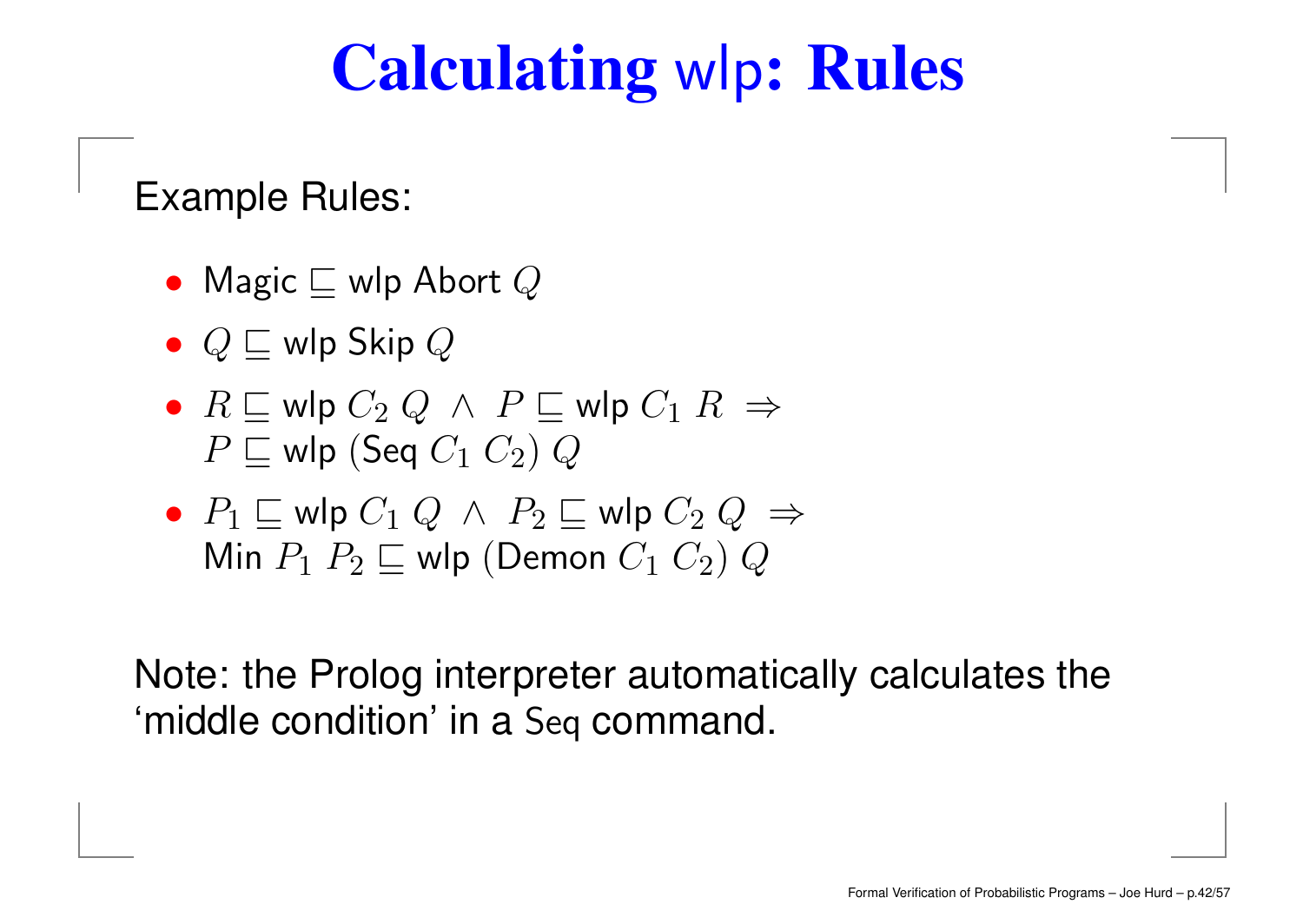# Calculating wlp: Rules

Example Rules:

- $\text{Magic} \sqsubseteq \text{wlp Abort } Q$
- $Q \sqsubseteq \text{wlp Skip } Q$
- $R \sqsubseteq \text{wlp } C_2 \; Q \;\wedge\; P \sqsubseteq \text{wlp } C_1 \; R \;\Rightarrow$
  $P \sqsubseteq \text{wlp } (\text{Seq } C_1 \; C_2) \; Q$
- $P_1 \sqsubseteq \text{wlp } C_1 \; Q \;\wedge\; P_2 \sqsubseteq \text{wlp } C_2 \; Q \;\Rightarrow$
  $\text{Min } P_1 \; P_2 \sqsubseteq \text{wlp } (\text{Demon } C_1 \; C_2) \; Q$

Note: the Prolog interpreter automatically calculates the 'middle condition' in a Seq command.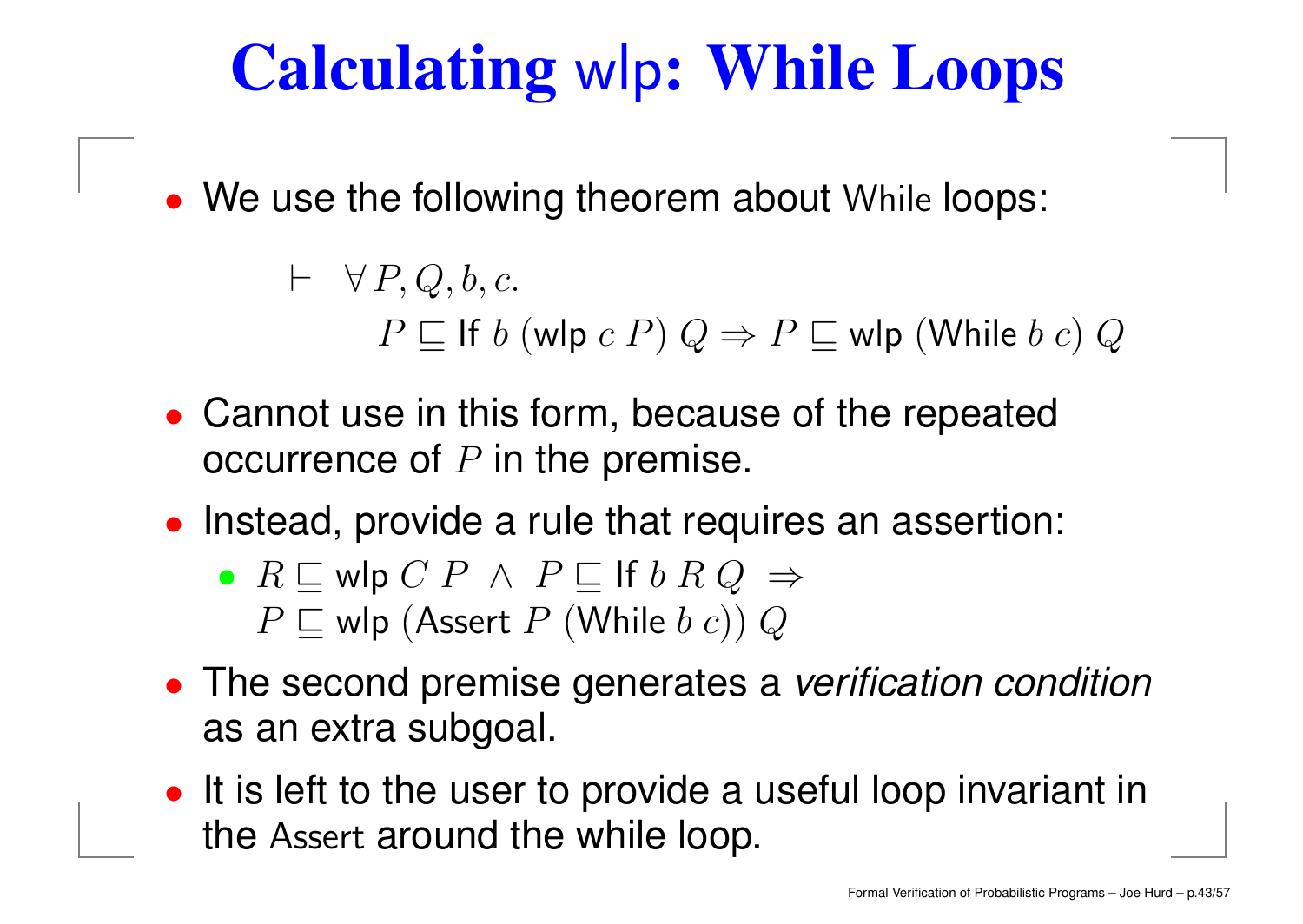# Calculating wlp: While Loops

- We use the following theorem about While loops:

$$\vdash \quad \forall\, P, Q, b, c. \quad P \sqsubseteq \mathsf{If}\ b\ (\mathsf{wlp}\ c\ P)\ Q \Rightarrow P \sqsubseteq \mathsf{wlp}\ (\mathsf{While}\ b\ c)\ Q$$

- Cannot use in this form, because of the repeated occurrence of $P$ in the premise.
- Instead, provide a rule that requires an assertion:
  - $R \sqsubseteq \mathsf{wlp}\ C\ P \ \wedge\ P \sqsubseteq \mathsf{If}\ b\ R\ Q \ \Rightarrow$ $P \sqsubseteq \mathsf{wlp}\ (\mathsf{Assert}\ P\ (\mathsf{While}\ b\ c))\ Q$
- The second premise generates a *verification condition* as an extra subgoal.
- It is left to the user to provide a useful loop invariant in the Assert around the while loop.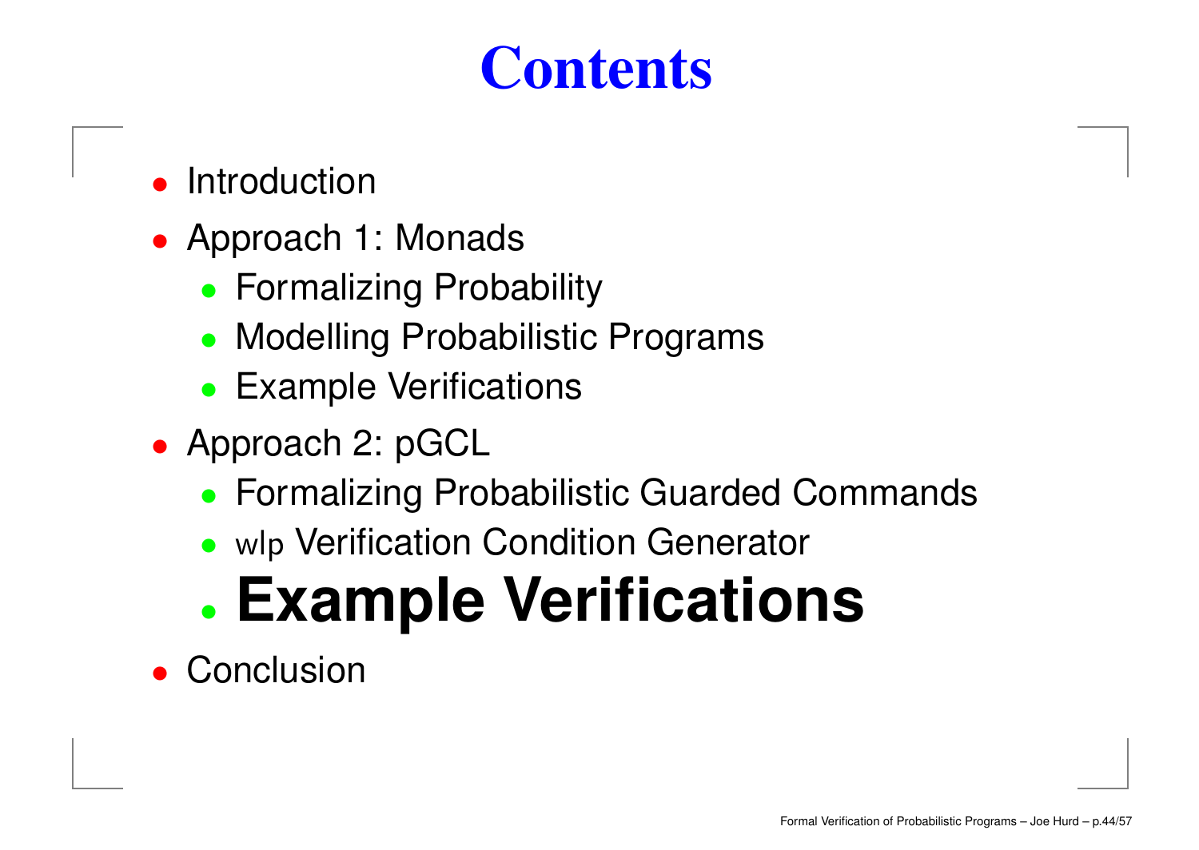# Contents

- Introduction
- Approach 1: Monads
  - Formalizing Probability
  - Modelling Probabilistic Programs
  - Example Verifications
- Approach 2: pGCL
  - Formalizing Probabilistic Guarded Commands
  - wlp Verification Condition Generator
  - **Example Verifications**
- Conclusion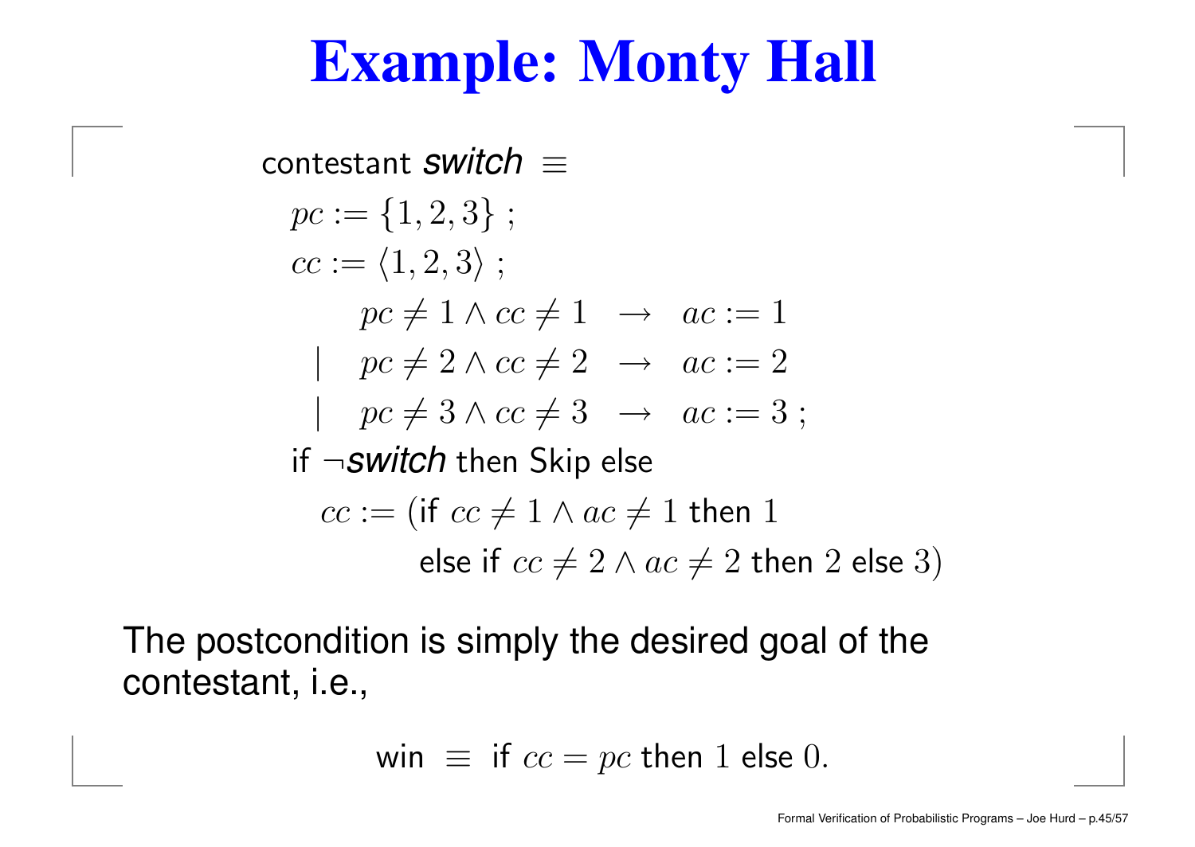# Example: Monty Hall

$$
\begin{array}{l}
\text{contestant } \textit{switch} \equiv \\
\quad pc := \{1,2,3\}\ ; \\
\quad cc := \langle 1,2,3 \rangle\ ; \\
\qquad\quad pc \neq 1 \wedge cc \neq 1 \ \ \rightarrow \ \ ac := 1 \\
\qquad \mid \ \ pc \neq 2 \wedge cc \neq 2 \ \ \rightarrow \ \ ac := 2 \\
\qquad \mid \ \ pc \neq 3 \wedge cc \neq 3 \ \ \rightarrow \ \ ac := 3\ ; \\
\quad \text{if } \neg \textit{switch} \text{ then Skip else} \\
\qquad cc := (\text{if } cc \neq 1 \wedge ac \neq 1 \text{ then } 1 \\
\qquad\qquad\quad \text{else if } cc \neq 2 \wedge ac \neq 2 \text{ then } 2 \text{ else } 3)
\end{array}
$$

The postcondition is simply the desired goal of the contestant, i.e.,

$$
\text{win} \ \equiv \ \text{if } cc = pc \text{ then } 1 \text{ else } 0.
$$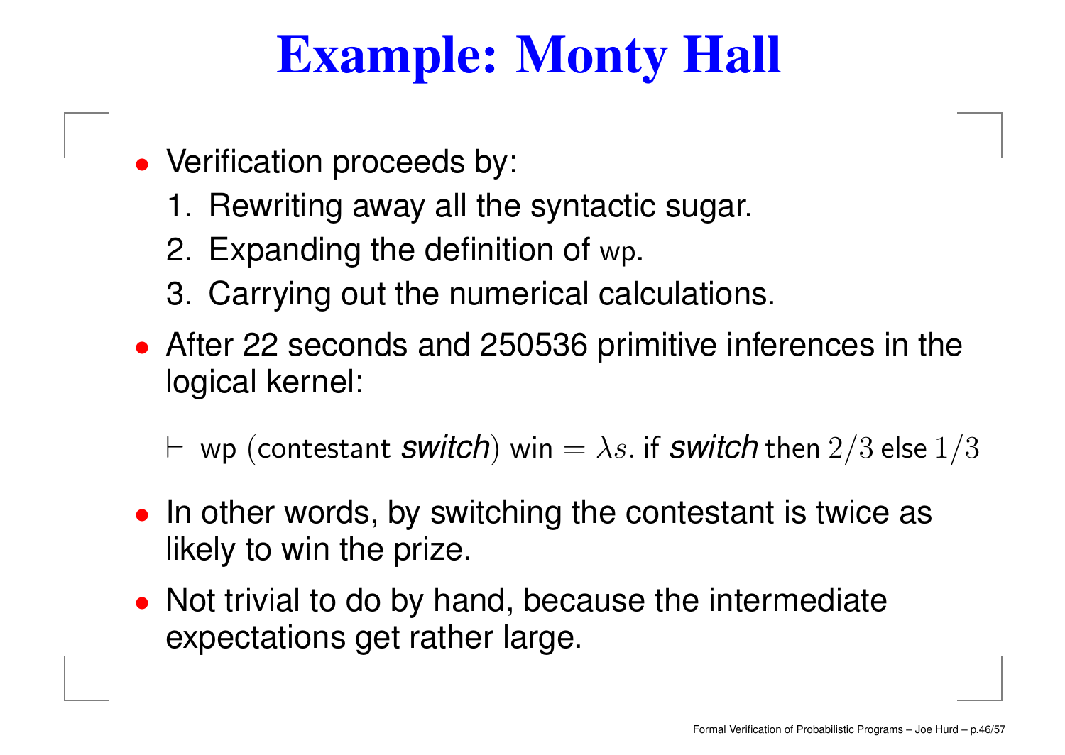# Example: Monty Hall

- Verification proceeds by:
  1. Rewriting away all the syntactic sugar.
  2. Expanding the definition of wp.
  3. Carrying out the numerical calculations.
- After 22 seconds and 250536 primitive inferences in the logical kernel:

$$\vdash \ \mathsf{wp}\ (\mathsf{contestant}\ \textit{switch})\ \mathsf{win} = \lambda s.\ \mathsf{if}\ \textit{switch}\ \mathsf{then}\ 2/3\ \mathsf{else}\ 1/3$$

- In other words, by switching the contestant is twice as likely to win the prize.
- Not trivial to do by hand, because the intermediate expectations get rather large.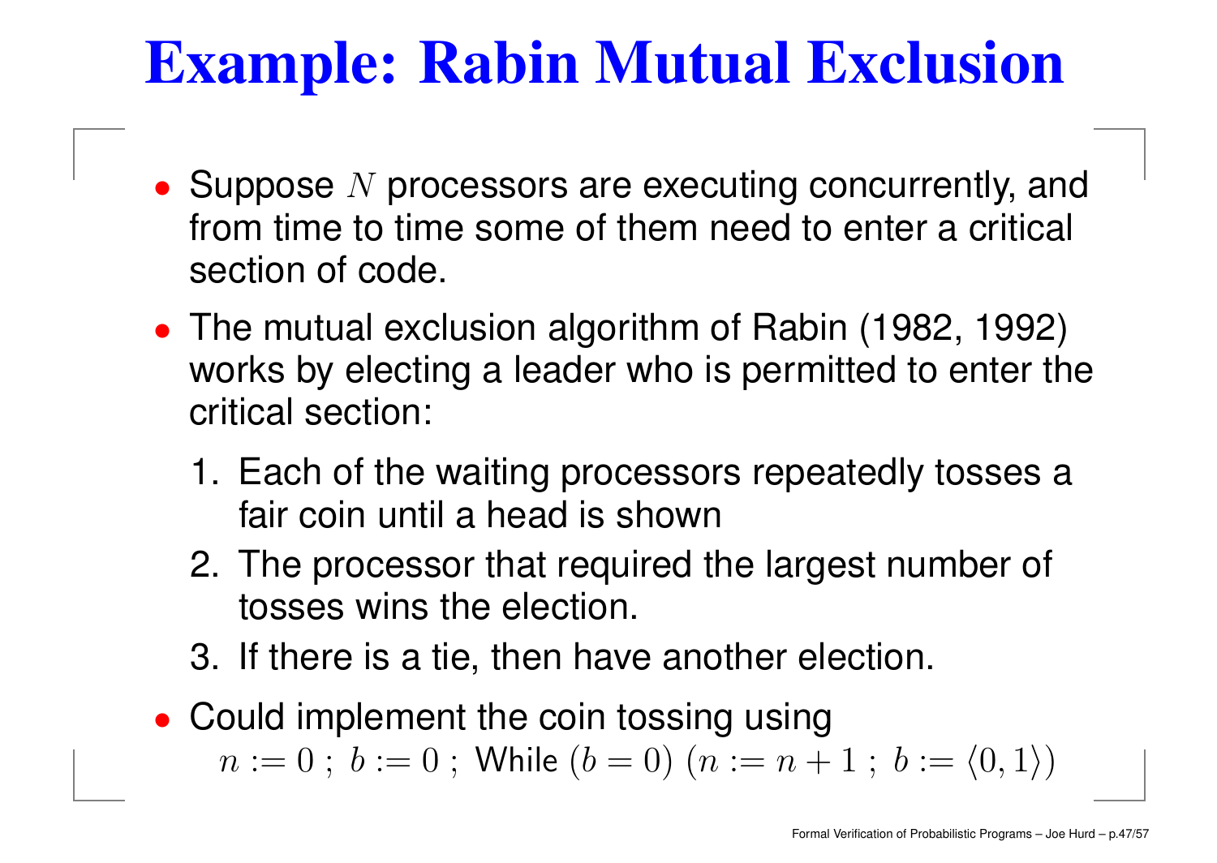# Example: Rabin Mutual Exclusion

- Suppose $N$ processors are executing concurrently, and from time to time some of them need to enter a critical section of code.
- The mutual exclusion algorithm of Rabin (1982, 1992) works by electing a leader who is permitted to enter the critical section:
  1. Each of the waiting processors repeatedly tosses a fair coin until a head is shown
  2. The processor that required the largest number of tosses wins the election.
  3. If there is a tie, then have another election.
- Could implement the coin tossing using

  $n := 0\ ;\ b := 0\ ;\ \text{While}\ (b = 0)\ (n := n + 1\ ;\ b := \langle 0, 1 \rangle)$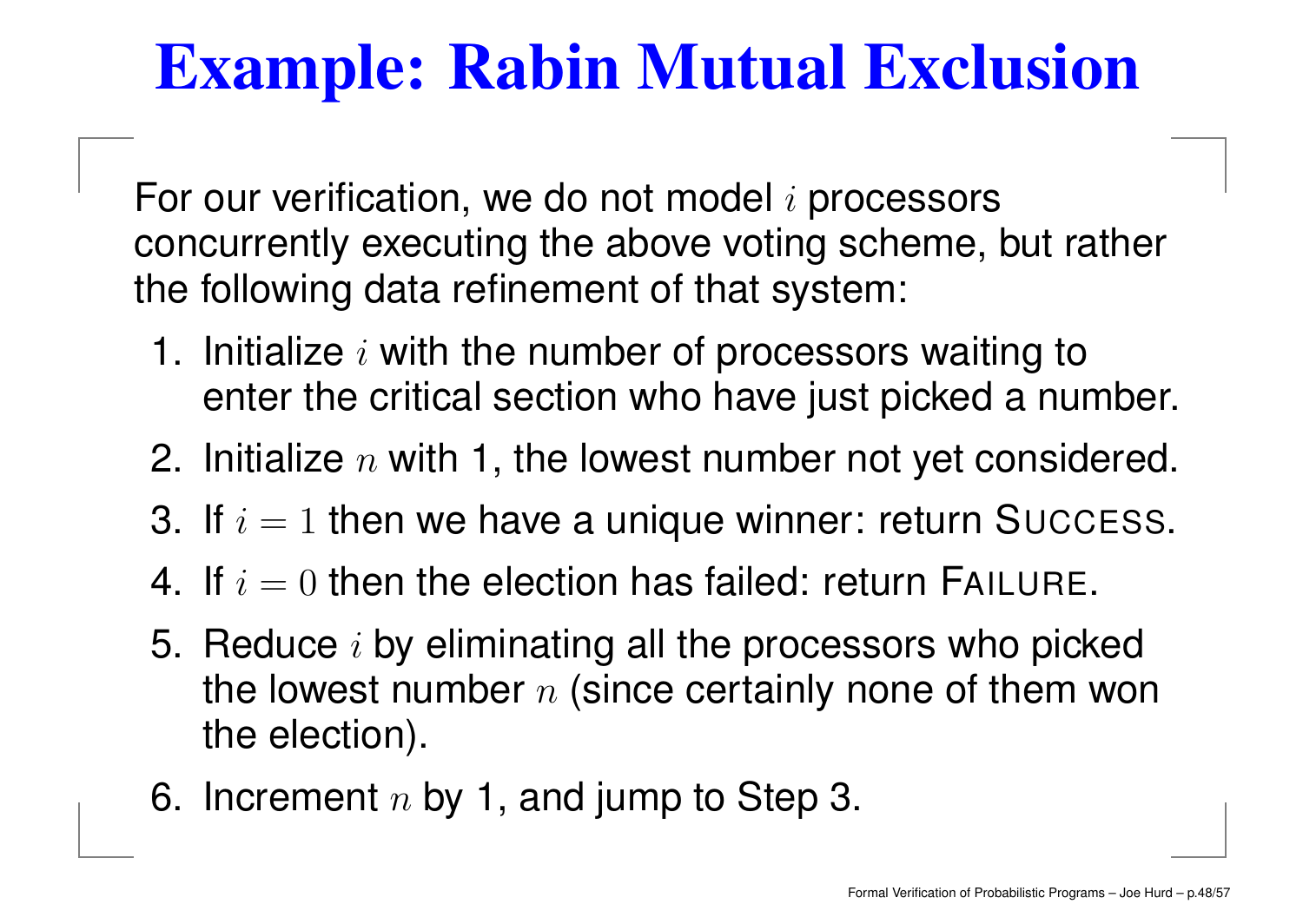# Example: Rabin Mutual Exclusion

For our verification, we do not model $i$ processors concurrently executing the above voting scheme, but rather the following data refinement of that system:

1. Initialize $i$ with the number of processors waiting to enter the critical section who have just picked a number.
2. Initialize $n$ with 1, the lowest number not yet considered.
3. If $i = 1$ then we have a unique winner: return SUCCESS.
4. If $i = 0$ then the election has failed: return FAILURE.
5. Reduce $i$ by eliminating all the processors who picked the lowest number $n$ (since certainly none of them won the election).
6. Increment $n$ by 1, and jump to Step 3.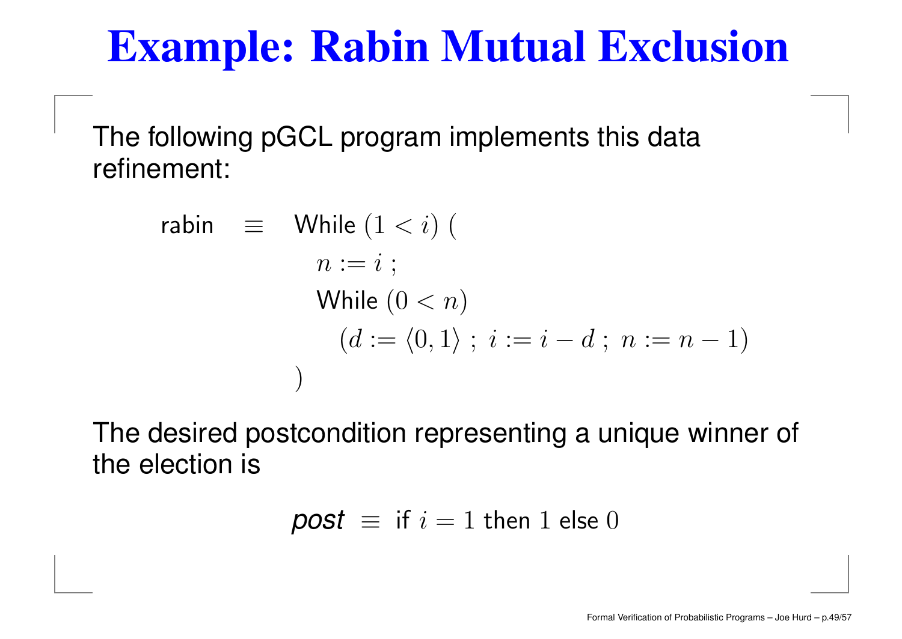# Example: Rabin Mutual Exclusion

The following pGCL program implements this data refinement:

$$
\begin{aligned}
\mathsf{rabin} \quad \equiv \quad & \mathsf{While}\ (1 < i)\ ( \\
& \quad n := i\ ; \\
& \quad \mathsf{While}\ (0 < n) \\
& \quad\quad (d := \langle 0, 1 \rangle\ ;\ i := i - d\ ;\ n := n - 1) \\
& )
\end{aligned}
$$

The desired postcondition representing a unique winner of the election is

$$
\textit{post} \ \equiv \ \mathsf{if}\ i = 1\ \mathsf{then}\ 1\ \mathsf{else}\ 0
$$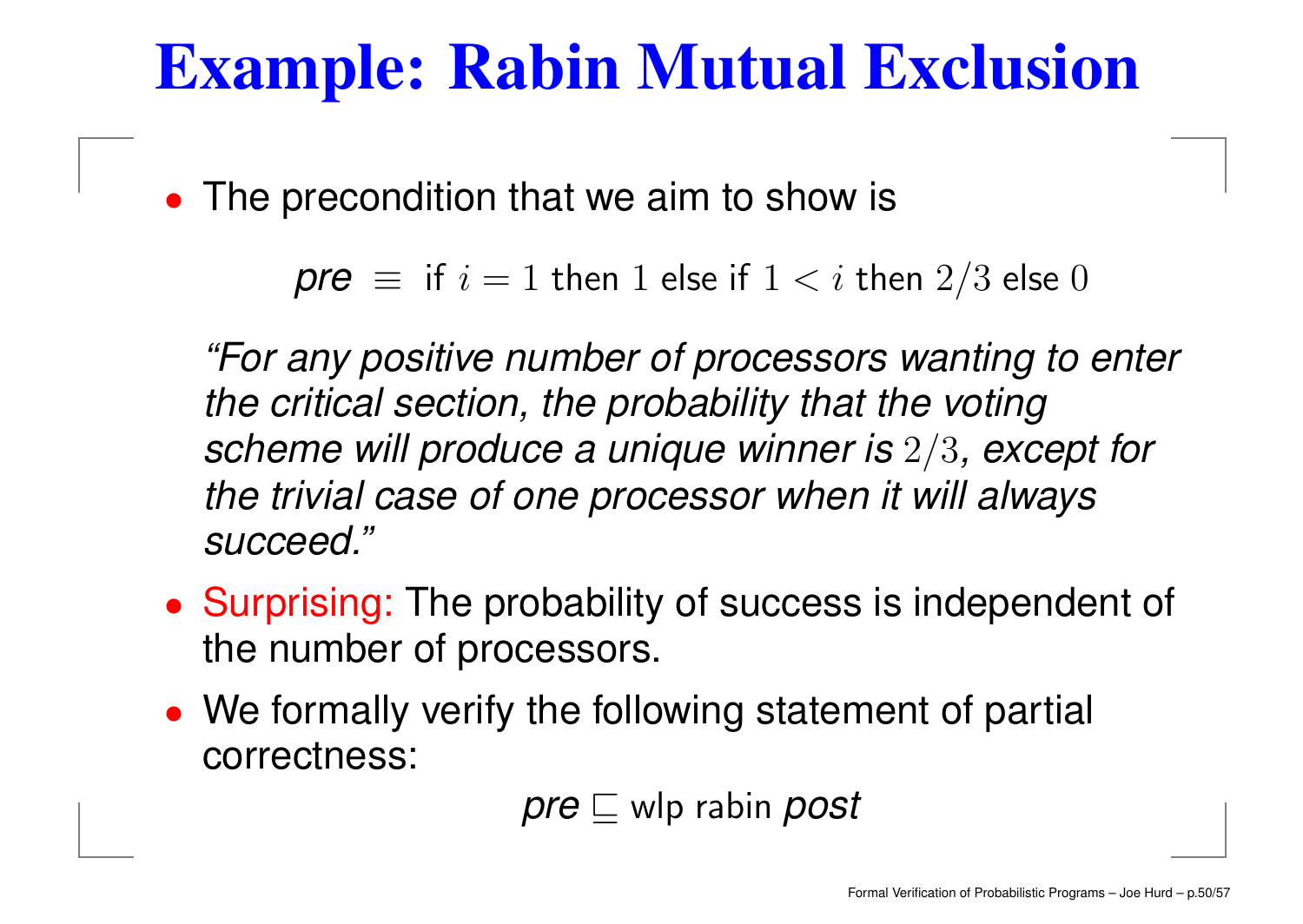# Example: Rabin Mutual Exclusion

- The precondition that we aim to show is

$$\textit{pre} \equiv \text{ if } i = 1 \text{ then } 1 \text{ else if } 1 < i \text{ then } 2/3 \text{ else } 0$$

  *"For any positive number of processors wanting to enter the critical section, the probability that the voting scheme will produce a unique winner is $2/3$, except for the trivial case of one processor when it will always succeed."*

- Surprising: The probability of success is independent of the number of processors.
- We formally verify the following statement of partial correctness:

$$\textit{pre} \sqsubseteq \text{wlp rabin } \textit{post}$$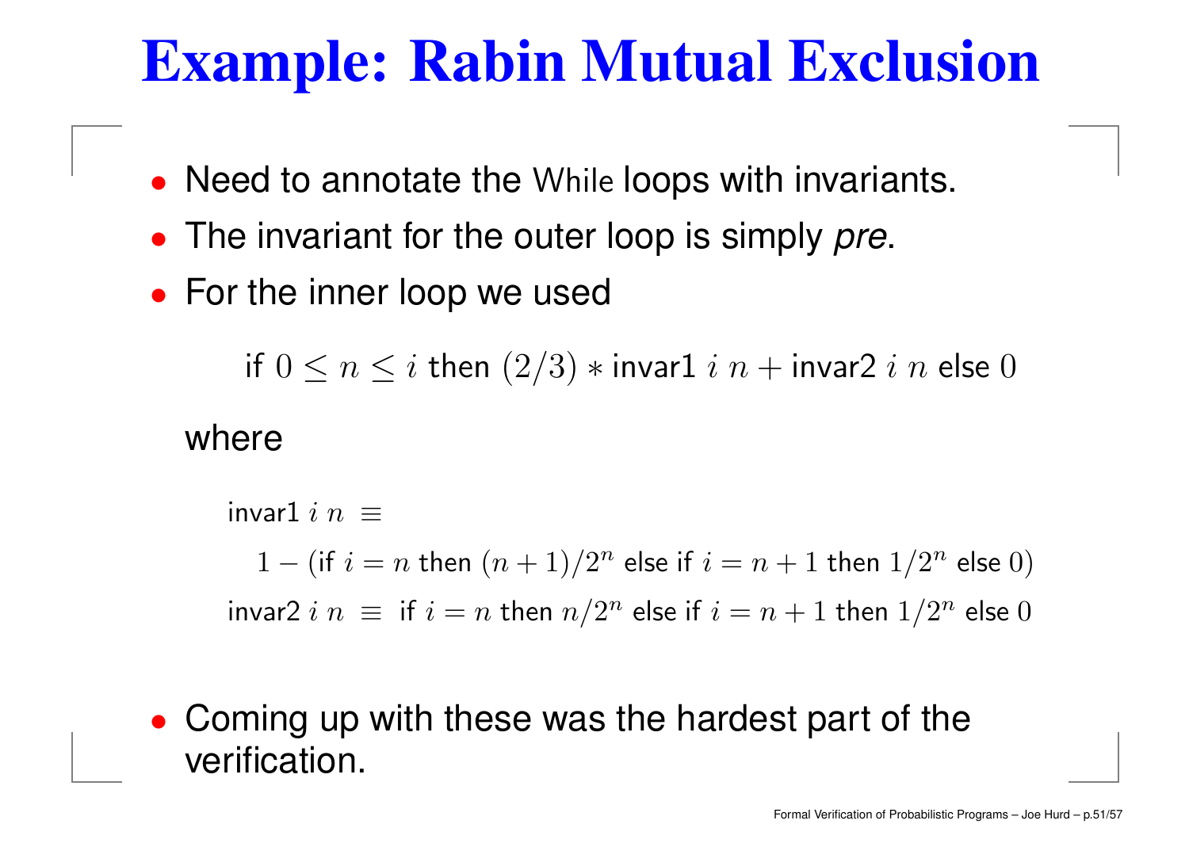# Example: Rabin Mutual Exclusion

- Need to annotate the While loops with invariants.
- The invariant for the outer loop is simply *pre*.
- For the inner loop we used

$$\text{if } 0 \leq n \leq i \text{ then } (2/3) * \text{invar1 } i\ n + \text{invar2 } i\ n \text{ else } 0$$

  where

$$\begin{aligned}
&\text{invar1 } i\ n \ \equiv \\
&\quad 1 - (\text{if } i = n \text{ then } (n+1)/2^n \text{ else if } i = n+1 \text{ then } 1/2^n \text{ else } 0) \\
&\text{invar2 } i\ n \ \equiv \ \text{if } i = n \text{ then } n/2^n \text{ else if } i = n+1 \text{ then } 1/2^n \text{ else } 0
\end{aligned}$$

- Coming up with these was the hardest part of the verification.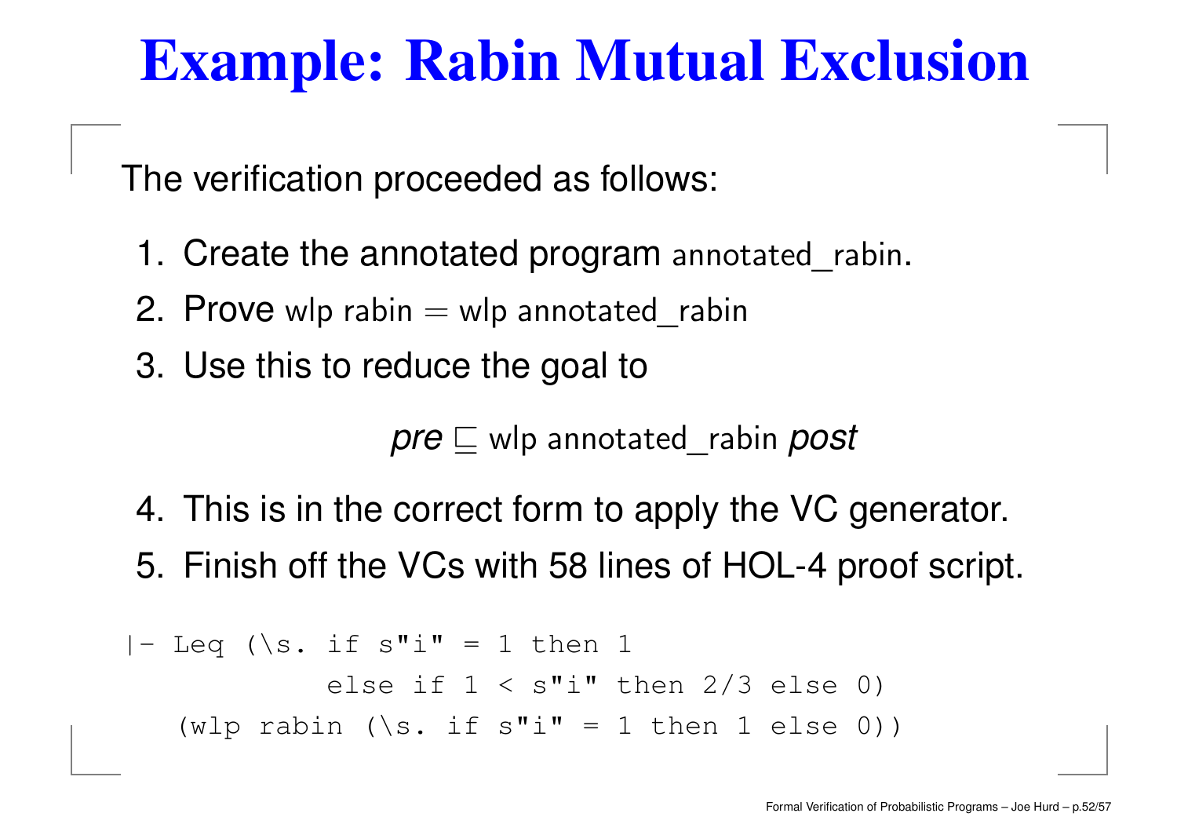# Example: Rabin Mutual Exclusion

The verification proceeded as follows:

1. Create the annotated program annotated_rabin.
2. Prove wlp rabin = wlp annotated_rabin
3. Use this to reduce the goal to

   $$\textit{pre} \sqsubseteq \text{wlp annotated\_rabin } \textit{post}$$

4. This is in the correct form to apply the VC generator.
5. Finish off the VCs with 58 lines of HOL-4 proof script.

```
|- Leq (\s. if s"i" = 1 then 1
            else if 1 < s"i" then 2/3 else 0)
   (wlp rabin (\s. if s"i" = 1 then 1 else 0))
```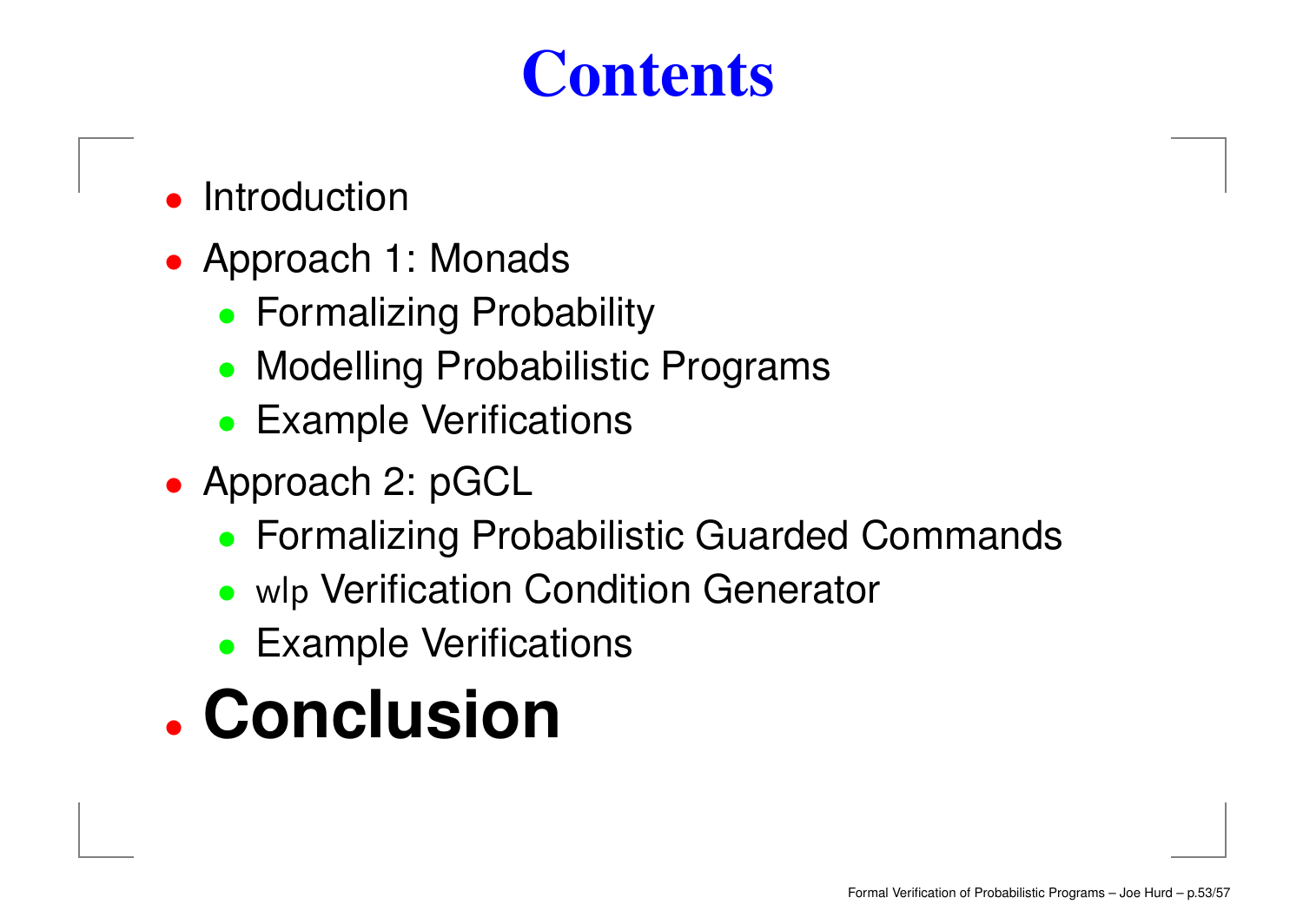# Contents

- Introduction
- Approach 1: Monads
  - Formalizing Probability
  - Modelling Probabilistic Programs
  - Example Verifications
- Approach 2: pGCL
  - Formalizing Probabilistic Guarded Commands
  - wlp Verification Condition Generator
  - Example Verifications
- **Conclusion**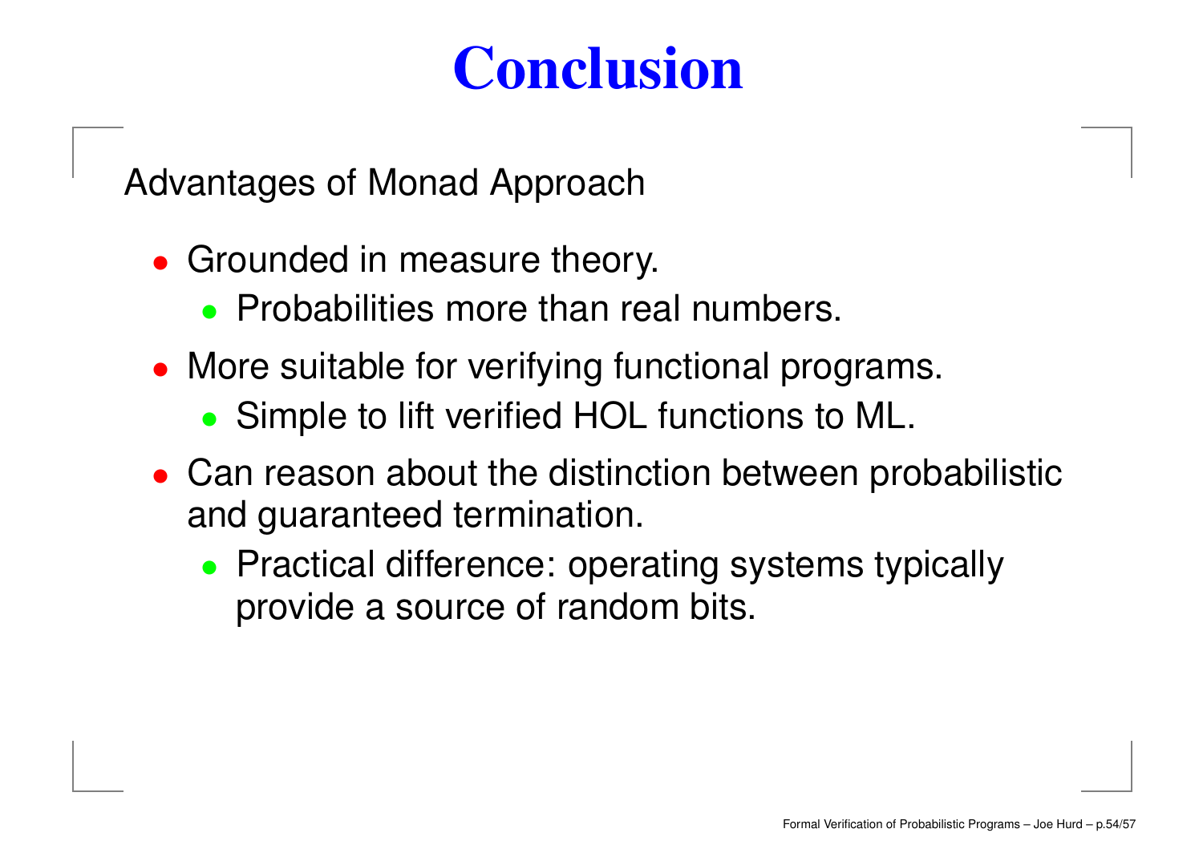# Conclusion

Advantages of Monad Approach

- Grounded in measure theory.
  - Probabilities more than real numbers.
- More suitable for verifying functional programs.
  - Simple to lift verified HOL functions to ML.
- Can reason about the distinction between probabilistic and guaranteed termination.
  - Practical difference: operating systems typically provide a source of random bits.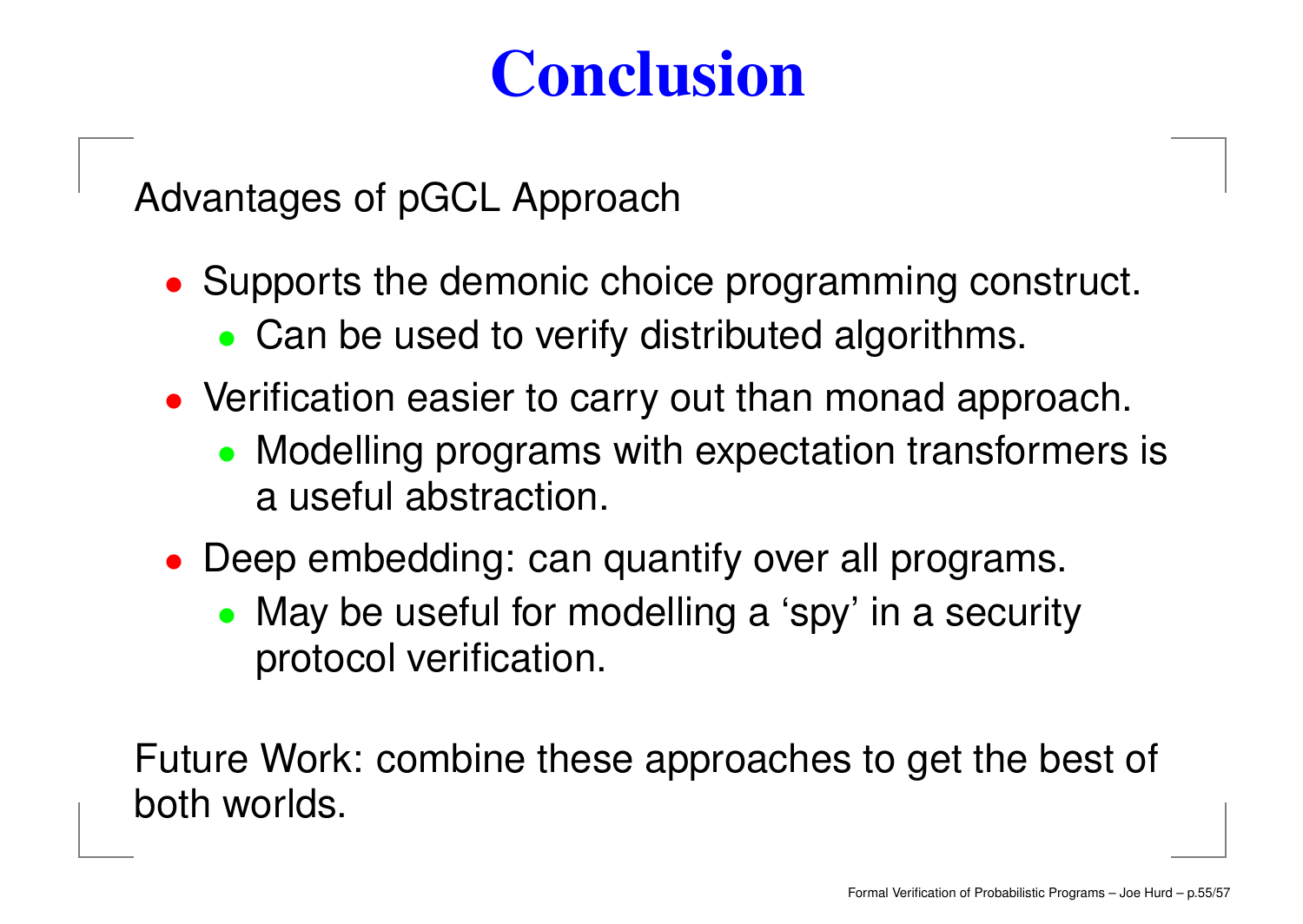# Conclusion

Advantages of pGCL Approach

- Supports the demonic choice programming construct.
  - Can be used to verify distributed algorithms.
- Verification easier to carry out than monad approach.
  - Modelling programs with expectation transformers is a useful abstraction.
- Deep embedding: can quantify over all programs.
  - May be useful for modelling a ‘spy’ in a security protocol verification.

Future Work: combine these approaches to get the best of both worlds.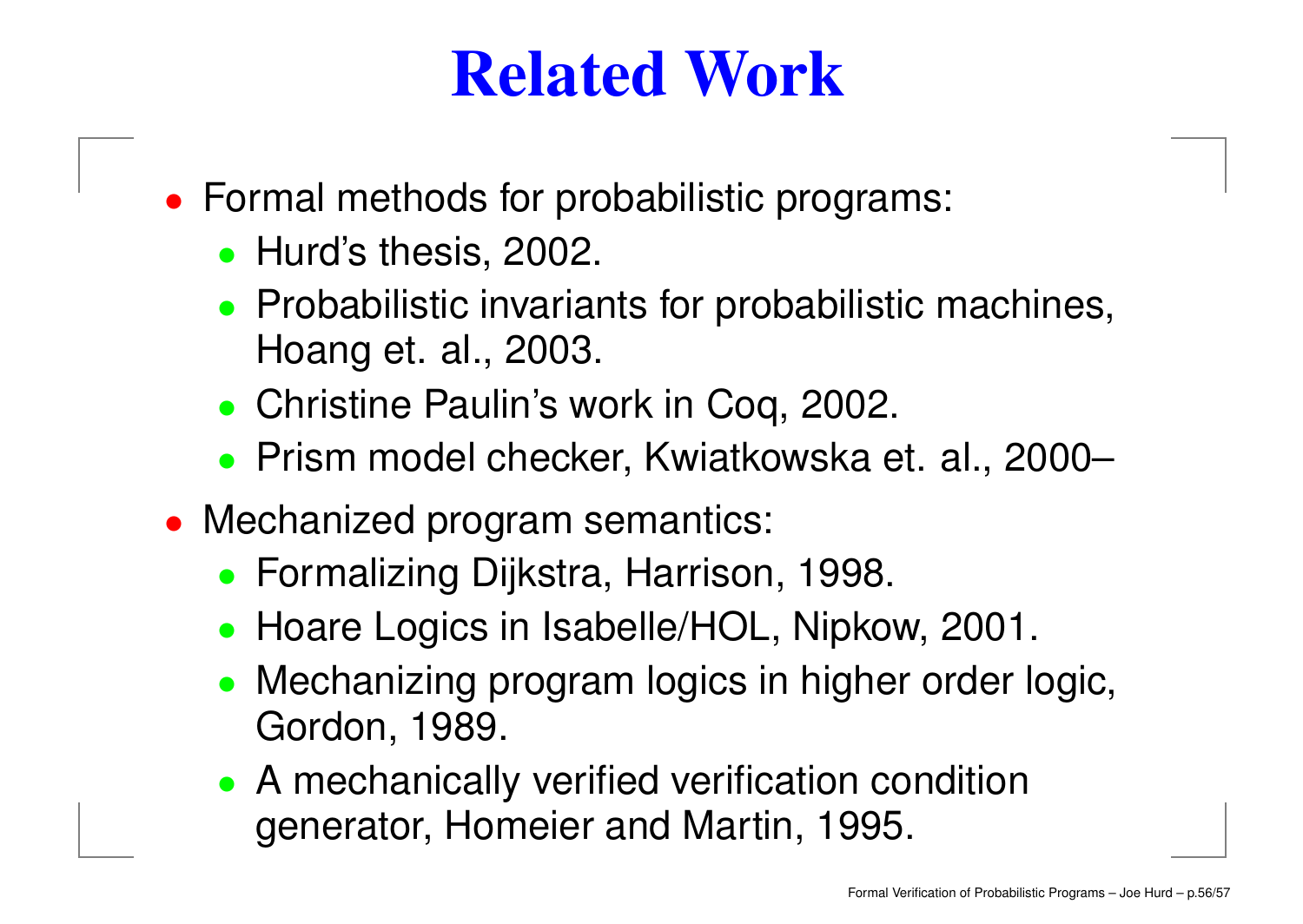# Related Work

- Formal methods for probabilistic programs:
  - Hurd's thesis, 2002.
  - Probabilistic invariants for probabilistic machines, Hoang et. al., 2003.
  - Christine Paulin's work in Coq, 2002.
  - Prism model checker, Kwiatkowska et. al., 2000–
- Mechanized program semantics:
  - Formalizing Dijkstra, Harrison, 1998.
  - Hoare Logics in Isabelle/HOL, Nipkow, 2001.
  - Mechanizing program logics in higher order logic, Gordon, 1989.
  - A mechanically verified verification condition generator, Homeier and Martin, 1995.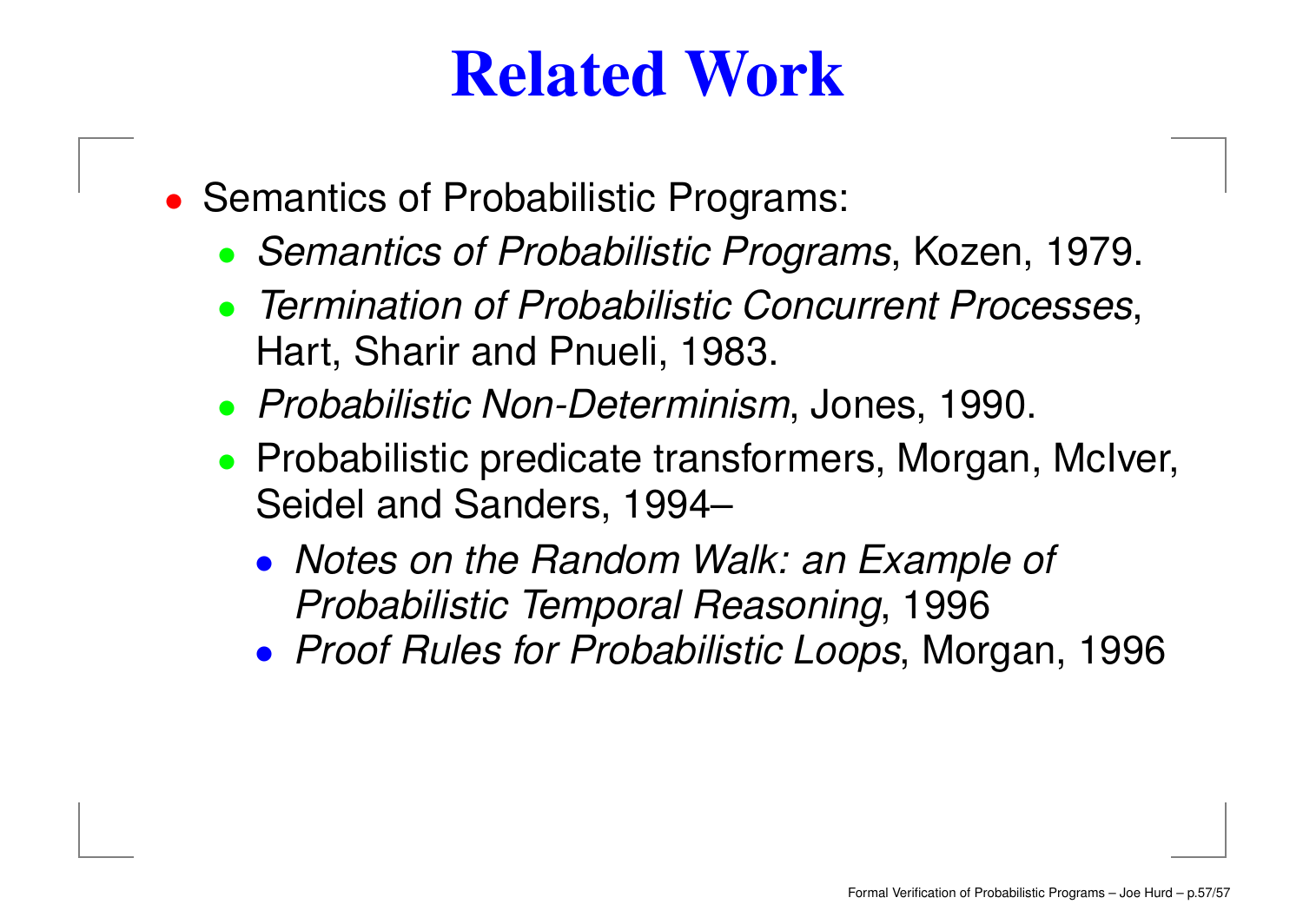# Related Work

- Semantics of Probabilistic Programs:
  - *Semantics of Probabilistic Programs*, Kozen, 1979.
  - *Termination of Probabilistic Concurrent Processes*, Hart, Sharir and Pnueli, 1983.
  - *Probabilistic Non-Determinism*, Jones, 1990.
  - Probabilistic predicate transformers, Morgan, McIver, Seidel and Sanders, 1994–
    - *Notes on the Random Walk: an Example of Probabilistic Temporal Reasoning*, 1996
    - *Proof Rules for Probabilistic Loops*, Morgan, 1996